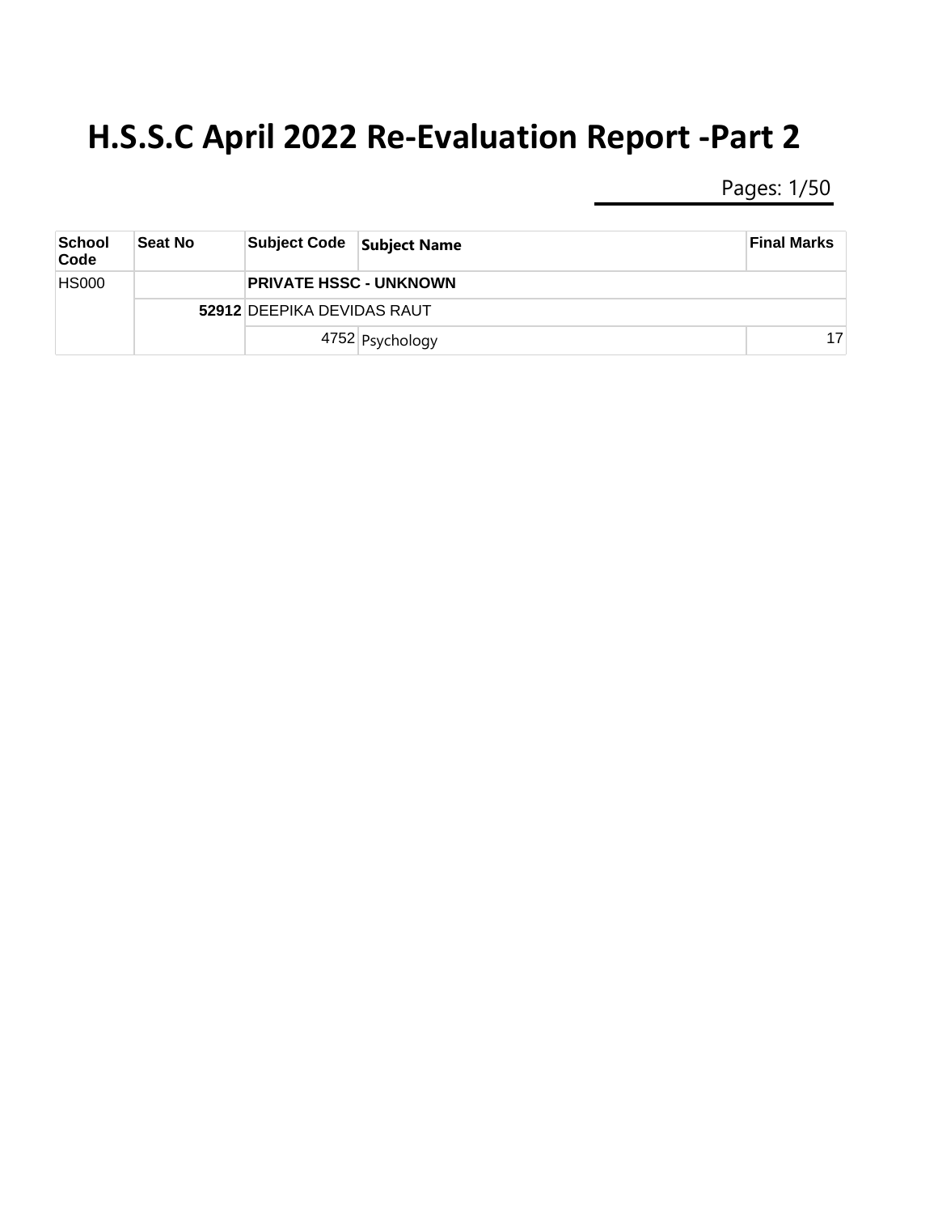# H.S.S.C April 2022 Re-Evaluation Report -Part 2

| School Code | Seat No | Subject Code | Subject Name | Final Marks |
|---|---|---|---|---|
| HS000 | | **PRIVATE HSSC - UNKNOWN** | | |
| | **52912** | DEEPIKA DEVIDAS RAUT | | |
| | | 4752 | Psychology | 17 |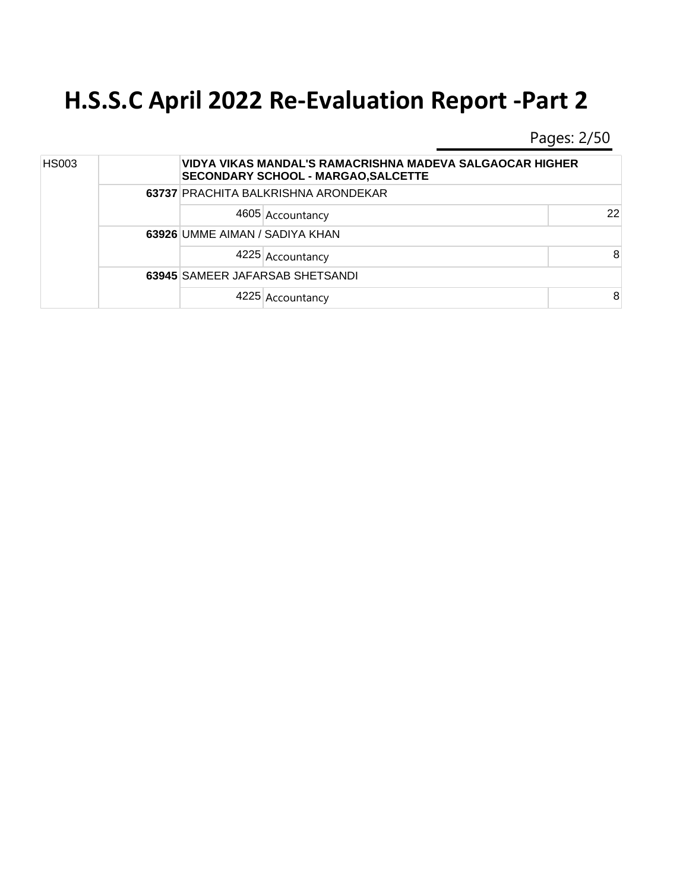# H.S.S.C April 2022 Re-Evaluation Report -Part 2

| | | | | |
|---|---|---|---|---|
| HS003 | | **VIDYA VIKAS MANDAL'S RAMACRISHNA MADEVA SALGAOCAR HIGHER SECONDARY SCHOOL - MARGAO,SALCETTE** | | |
| | **63737** | PRACHITA BALKRISHNA ARONDEKAR | | |
| | | 4605 | Accountancy | 22 |
| | **63926** | UMME AIMAN / SADIYA KHAN | | |
| | | 4225 | Accountancy | 8 |
| | **63945** | SAMEER JAFARSAB SHETSANDI | | |
| | | 4225 | Accountancy | 8 |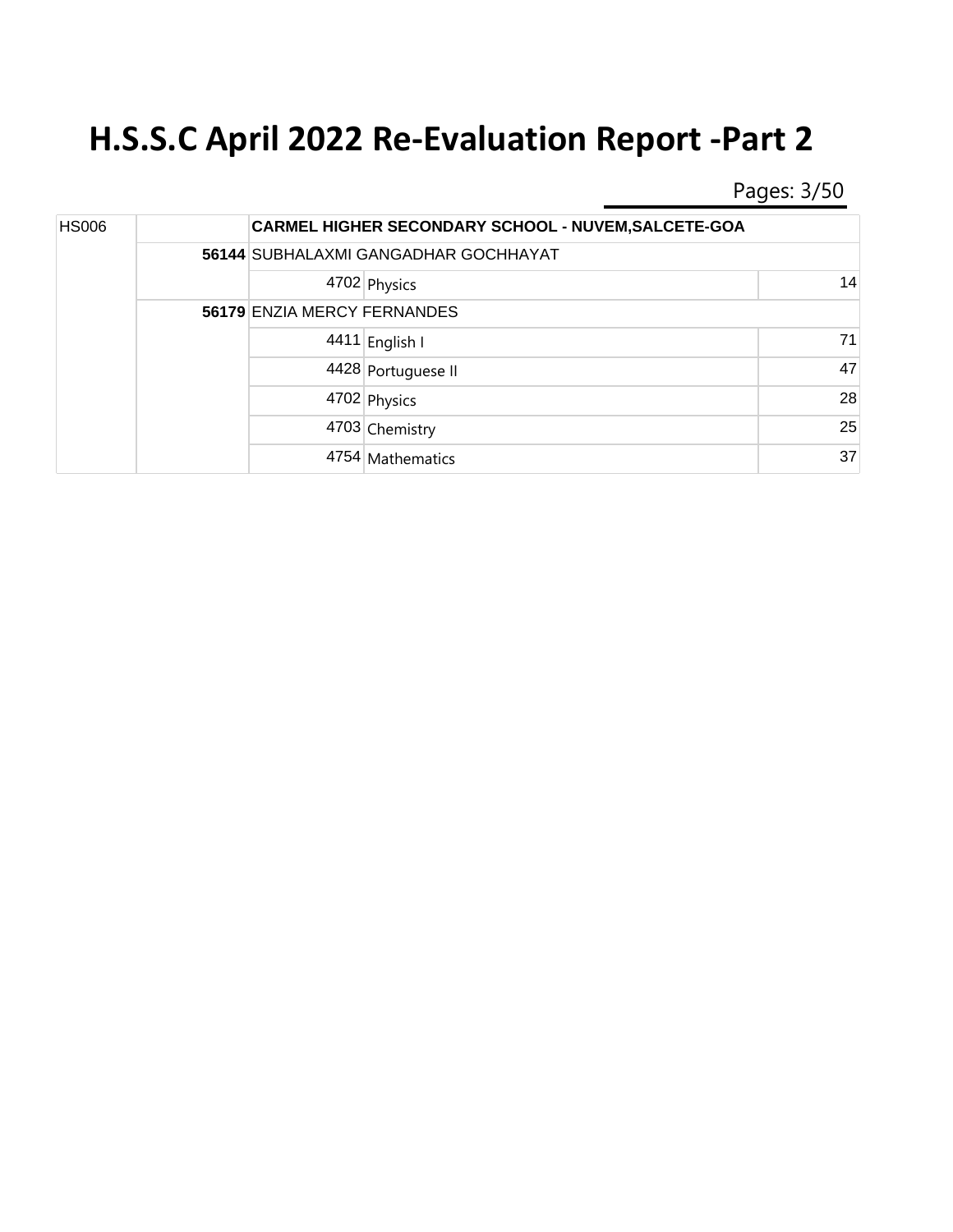# H.S.S.C April 2022 Re-Evaluation Report -Part 2

| | | | | |
|---|---|---|---|---|
| HS006 | | **CARMEL HIGHER SECONDARY SCHOOL - NUVEM,SALCETE-GOA** | | |
| | **56144** | SUBHALAXMI GANGADHAR GOCHHAYAT | | |
| | | 4702 | Physics | 14 |
| | **56179** | ENZIA MERCY FERNANDES | | |
| | | 4411 | English I | 71 |
| | | 4428 | Portuguese II | 47 |
| | | 4702 | Physics | 28 |
| | | 4703 | Chemistry | 25 |
| | | 4754 | Mathematics | 37 |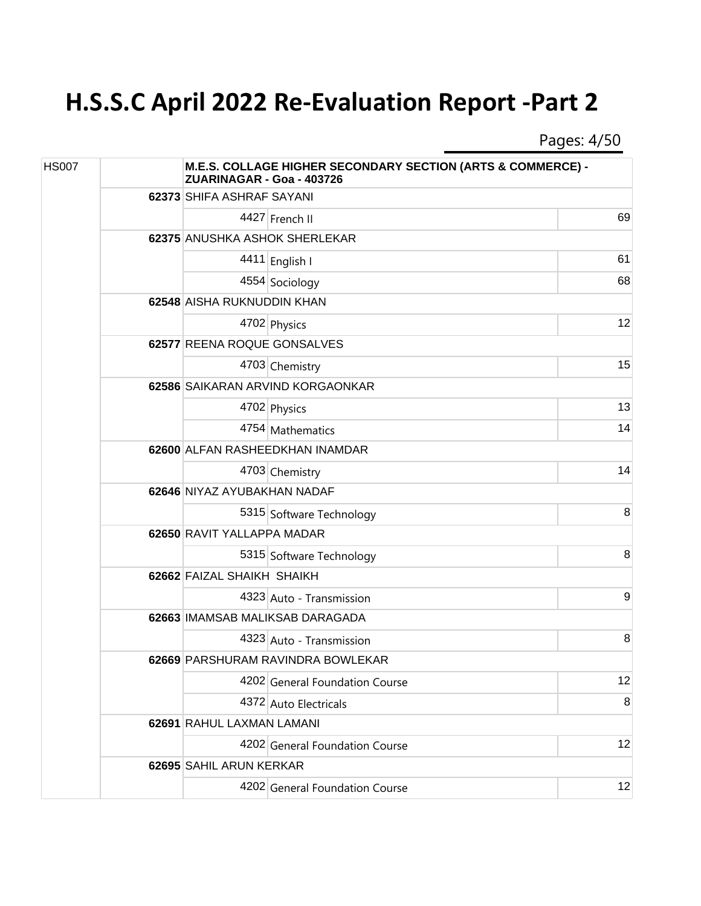# H.S.S.C April 2022 Re-Evaluation Report -Part 2

| HS007 | | M.E.S. COLLAGE HIGHER SECONDARY SECTION (ARTS & COMMERCE) - ZUARINAGAR - Goa - 403726 | | |
|---|---|---|---|---|
| | 62373 | SHIFA ASHRAF SAYANI | | |
| | | 4427 | French II | 69 |
| | 62375 | ANUSHKA ASHOK SHERLEKAR | | |
| | | 4411 | English I | 61 |
| | | 4554 | Sociology | 68 |
| | 62548 | AISHA RUKNUDDIN KHAN | | |
| | | 4702 | Physics | 12 |
| | 62577 | REENA ROQUE GONSALVES | | |
| | | 4703 | Chemistry | 15 |
| | 62586 | SAIKARAN ARVIND KORGAONKAR | | |
| | | 4702 | Physics | 13 |
| | | 4754 | Mathematics | 14 |
| | 62600 | ALFAN RASHEEDKHAN INAMDAR | | |
| | | 4703 | Chemistry | 14 |
| | 62646 | NIYAZ AYUBAKHAN NADAF | | |
| | | 5315 | Software Technology | 8 |
| | 62650 | RAVIT YALLAPPA MADAR | | |
| | | 5315 | Software Technology | 8 |
| | 62662 | FAIZAL SHAIKH SHAIKH | | |
| | | 4323 | Auto - Transmission | 9 |
| | 62663 | IMAMSAB MALIKSAB DARAGADA | | |
| | | 4323 | Auto - Transmission | 8 |
| | 62669 | PARSHURAM RAVINDRA BOWLEKAR | | |
| | | 4202 | General Foundation Course | 12 |
| | | 4372 | Auto Electricals | 8 |
| | 62691 | RAHUL LAXMAN LAMANI | | |
| | | 4202 | General Foundation Course | 12 |
| | 62695 | SAHIL ARUN KERKAR | | |
| | | 4202 | General Foundation Course | 12 |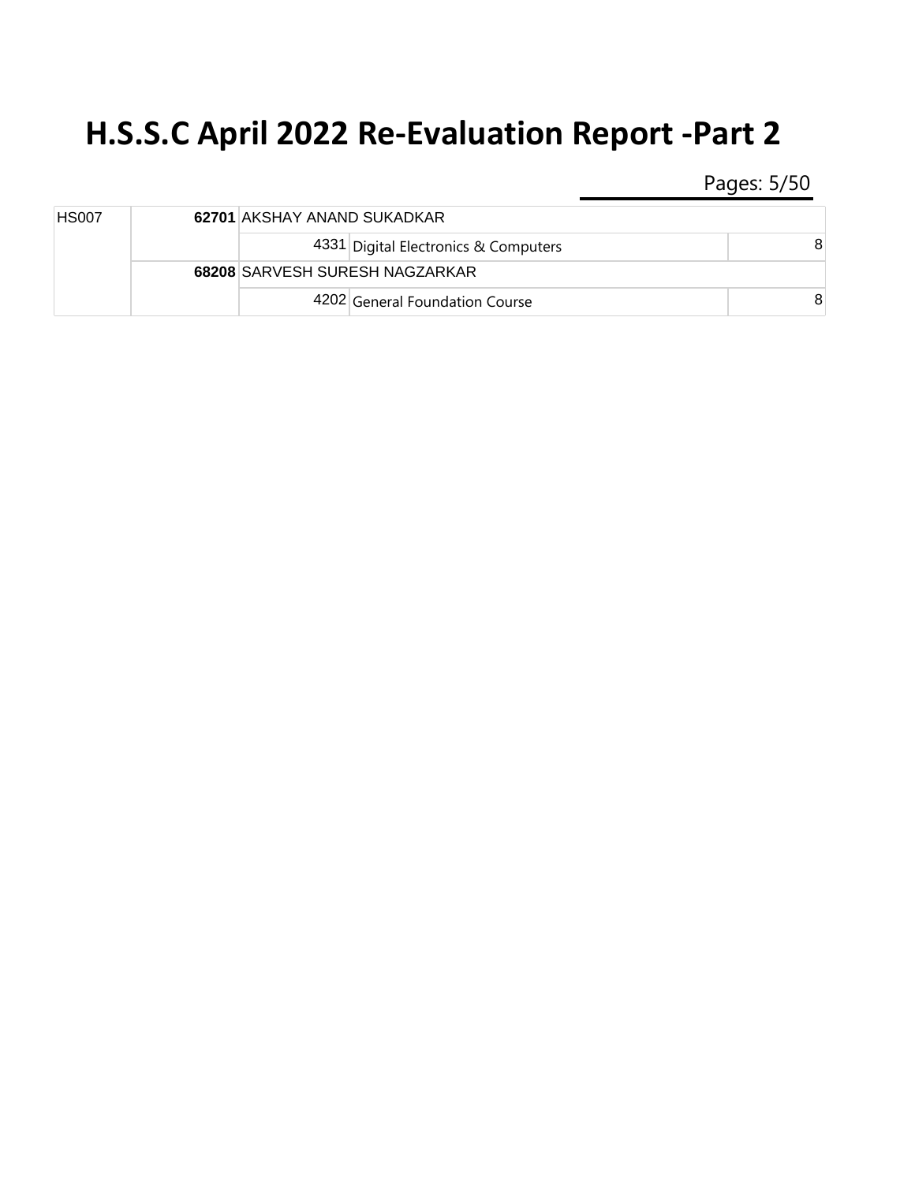# H.S.S.C April 2022 Re-Evaluation Report -Part 2

| | | | | |
|---|---|---|---|---|
| HS007 | | **62701** | AKSHAY ANAND SUKADKAR | |
| | | 4331 | Digital Electronics & Computers | 8 |
| | | **68208** | SARVESH SURESH NAGZARKAR | |
| | | 4202 | General Foundation Course | 8 |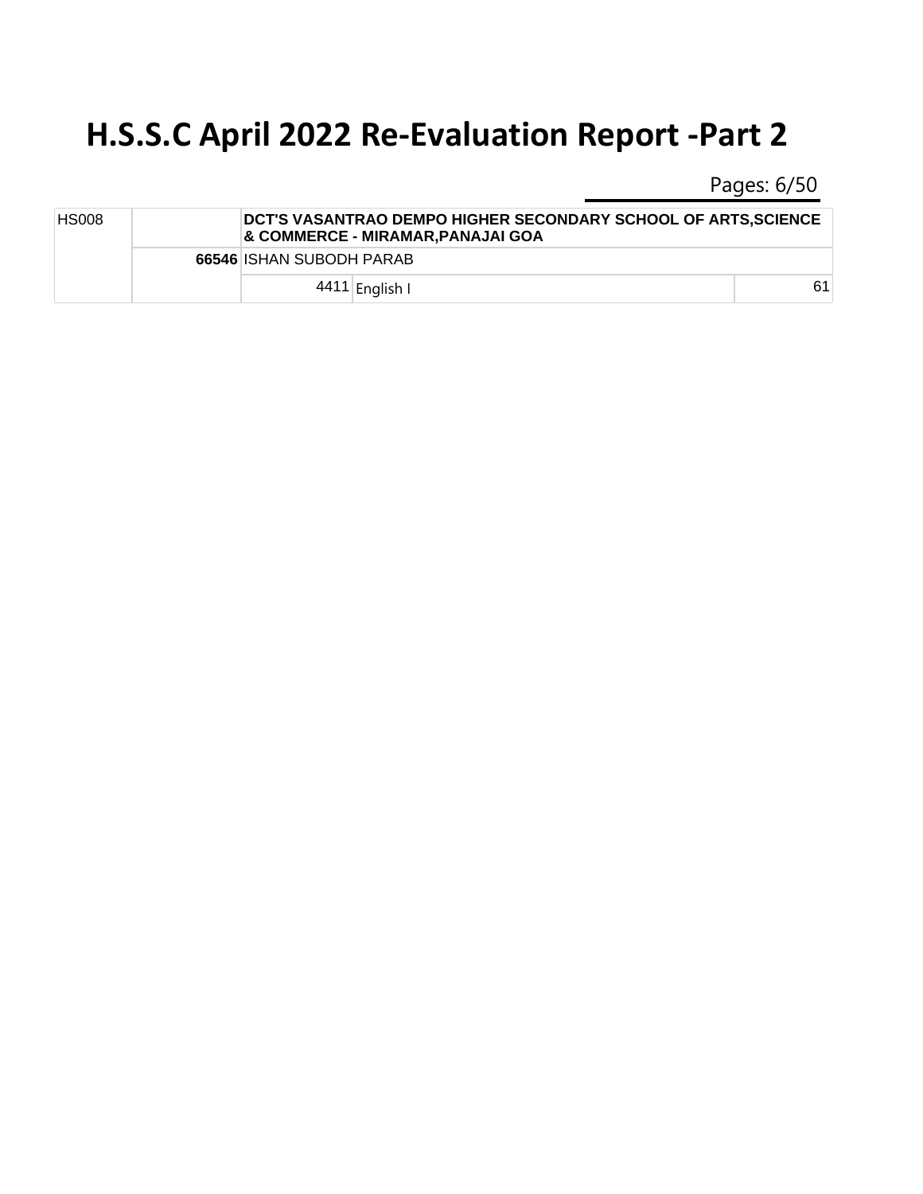# H.S.S.C April 2022 Re-Evaluation Report -Part 2

| | | | | |
|---|---|---|---|---|
| HS008 | | **DCT'S VASANTRAO DEMPO HIGHER SECONDARY SCHOOL OF ARTS,SCIENCE & COMMERCE - MIRAMAR,PANAJAI GOA** | | |
| | **66546** | ISHAN SUBODH PARAB | | |
| | | 4411 | English I | 61 |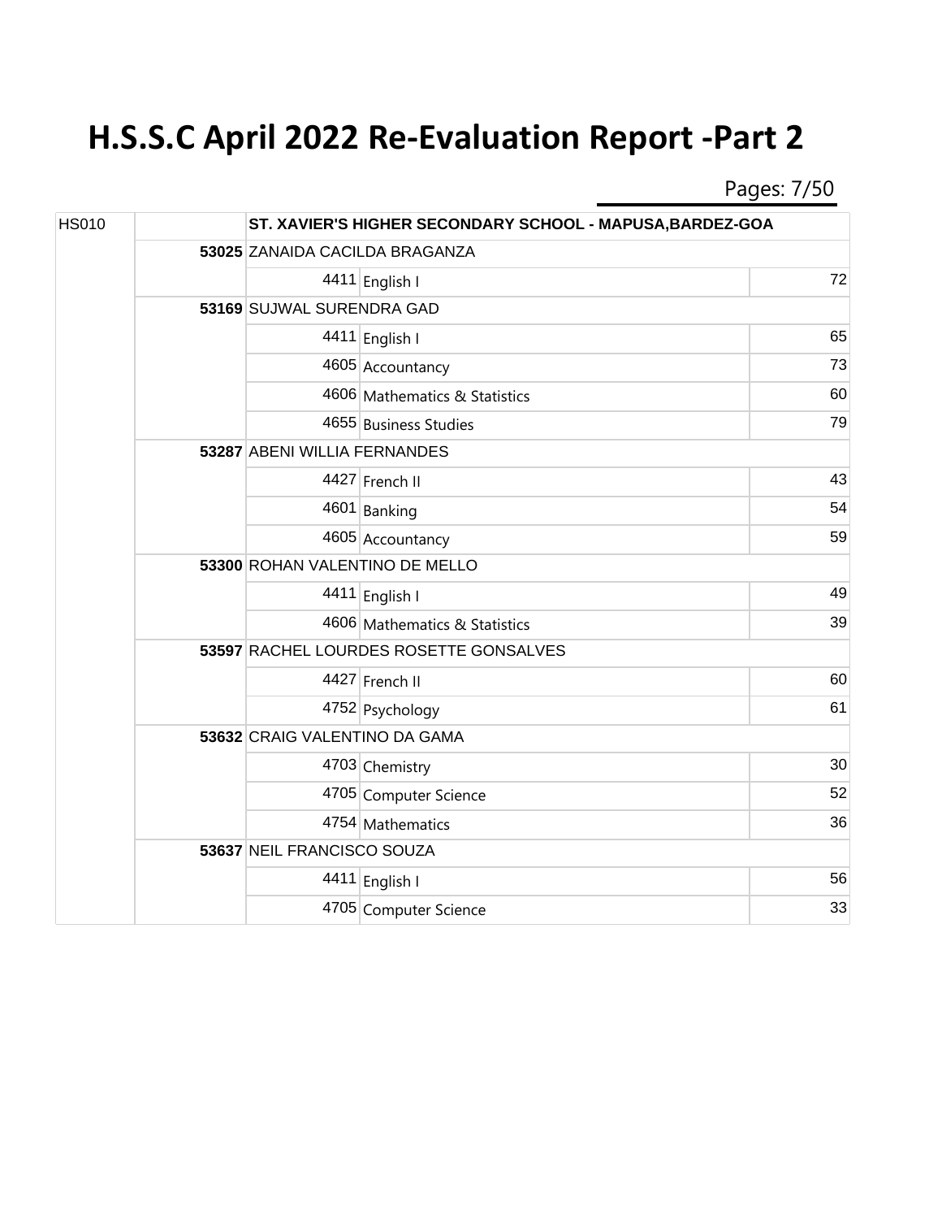# H.S.S.C April 2022 Re-Evaluation Report -Part 2

| | | | | |
|---|---|---|---|---|
| HS010 | | ST. XAVIER'S HIGHER SECONDARY SCHOOL - MAPUSA,BARDEZ-GOA | | |
| | 53025 | ZANAIDA CACILDA BRAGANZA | | |
| | | 4411 | English I | 72 |
| | 53169 | SUJWAL SURENDRA GAD | | |
| | | 4411 | English I | 65 |
| | | 4605 | Accountancy | 73 |
| | | 4606 | Mathematics & Statistics | 60 |
| | | 4655 | Business Studies | 79 |
| | 53287 | ABENI WILLIA FERNANDES | | |
| | | 4427 | French II | 43 |
| | | 4601 | Banking | 54 |
| | | 4605 | Accountancy | 59 |
| | 53300 | ROHAN VALENTINO DE MELLO | | |
| | | 4411 | English I | 49 |
| | | 4606 | Mathematics & Statistics | 39 |
| | 53597 | RACHEL LOURDES ROSETTE GONSALVES | | |
| | | 4427 | French II | 60 |
| | | 4752 | Psychology | 61 |
| | 53632 | CRAIG VALENTINO DA GAMA | | |
| | | 4703 | Chemistry | 30 |
| | | 4705 | Computer Science | 52 |
| | | 4754 | Mathematics | 36 |
| | 53637 | NEIL FRANCISCO SOUZA | | |
| | | 4411 | English I | 56 |
| | | 4705 | Computer Science | 33 |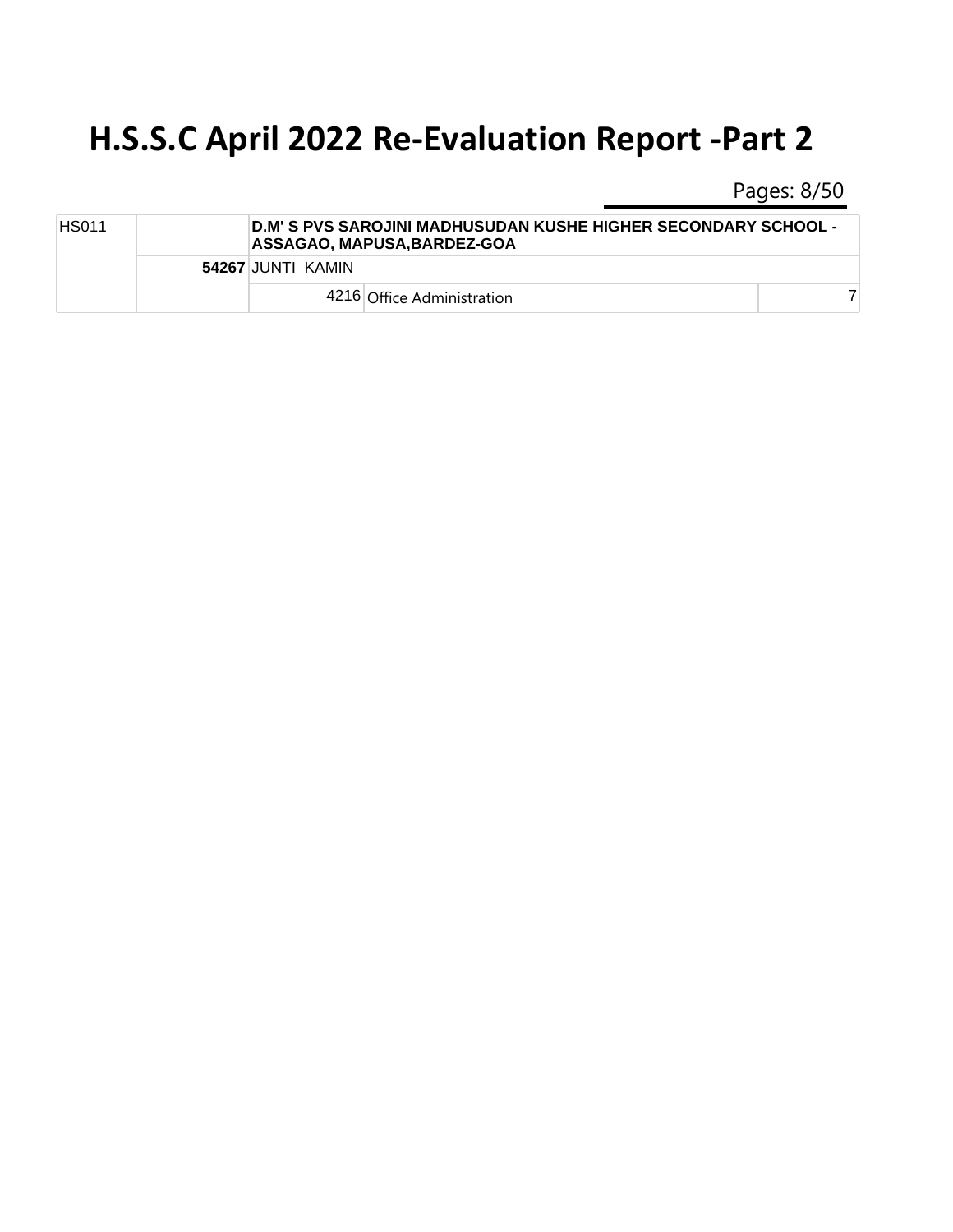# H.S.S.C April 2022 Re-Evaluation Report -Part 2

| | | | | |
|---|---|---|---|---|
| HS011 | | **D.M' S PVS SAROJINI MADHUSUDAN KUSHE HIGHER SECONDARY SCHOOL - ASSAGAO, MAPUSA,BARDEZ-GOA** | | |
| | **54267** | JUNTI KAMIN | | |
| | | 4216 | Office Administration | 7 |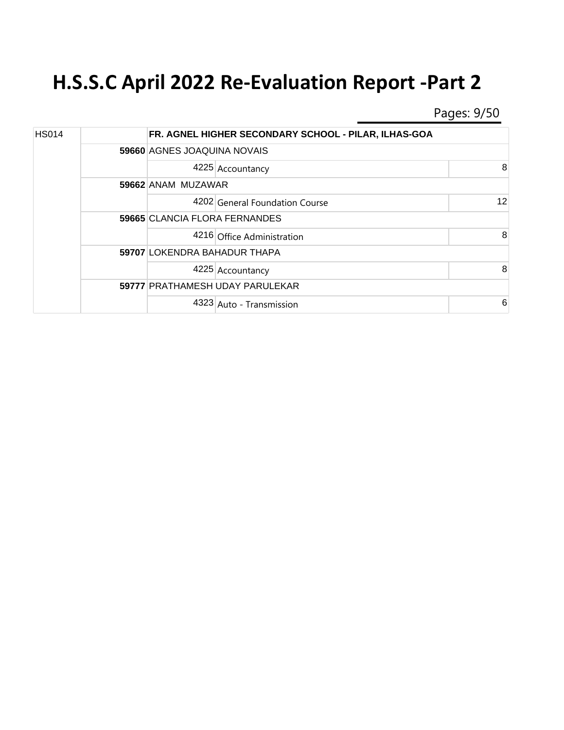# H.S.S.C April 2022 Re-Evaluation Report -Part 2

| | | | | |
|---|---|---|---|---|
| HS014 | | FR. AGNEL HIGHER SECONDARY SCHOOL - PILAR, ILHAS-GOA | | |
| | **59660** | AGNES JOAQUINA NOVAIS | | |
| | | 4225 | Accountancy | 8 |
| | **59662** | ANAM MUZAWAR | | |
| | | 4202 | General Foundation Course | 12 |
| | **59665** | CLANCIA FLORA FERNANDES | | |
| | | 4216 | Office Administration | 8 |
| | **59707** | LOKENDRA BAHADUR THAPA | | |
| | | 4225 | Accountancy | 8 |
| | **59777** | PRATHAMESH UDAY PARULEKAR | | |
| | | 4323 | Auto - Transmission | 6 |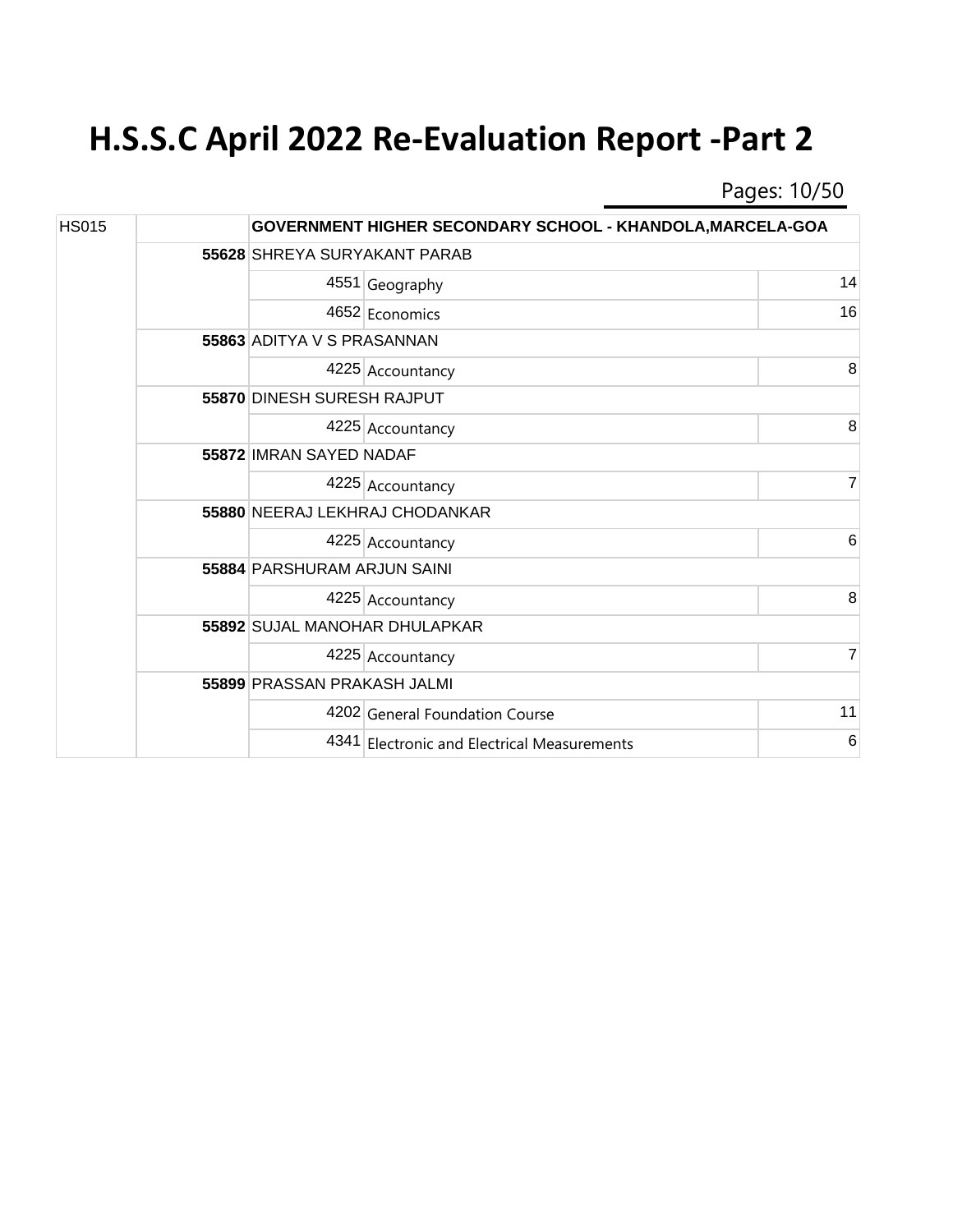# H.S.S.C April 2022 Re-Evaluation Report -Part 2

| HS015 | | GOVERNMENT HIGHER SECONDARY SCHOOL - KHANDOLA,MARCELA-GOA | | |
|---|---|---|---|---|
| | 55628 | SHREYA SURYAKANT PARAB | | |
| | | 4551 | Geography | 14 |
| | | 4652 | Economics | 16 |
| | 55863 | ADITYA V S PRASANNAN | | |
| | | 4225 | Accountancy | 8 |
| | 55870 | DINESH SURESH RAJPUT | | |
| | | 4225 | Accountancy | 8 |
| | 55872 | IMRAN SAYED NADAF | | |
| | | 4225 | Accountancy | 7 |
| | 55880 | NEERAJ LEKHRAJ CHODANKAR | | |
| | | 4225 | Accountancy | 6 |
| | 55884 | PARSHURAM ARJUN SAINI | | |
| | | 4225 | Accountancy | 8 |
| | 55892 | SUJAL MANOHAR DHULAPKAR | | |
| | | 4225 | Accountancy | 7 |
| | 55899 | PRASSAN PRAKASH JALMI | | |
| | | 4202 | General Foundation Course | 11 |
| | | 4341 | Electronic and Electrical Measurements | 6 |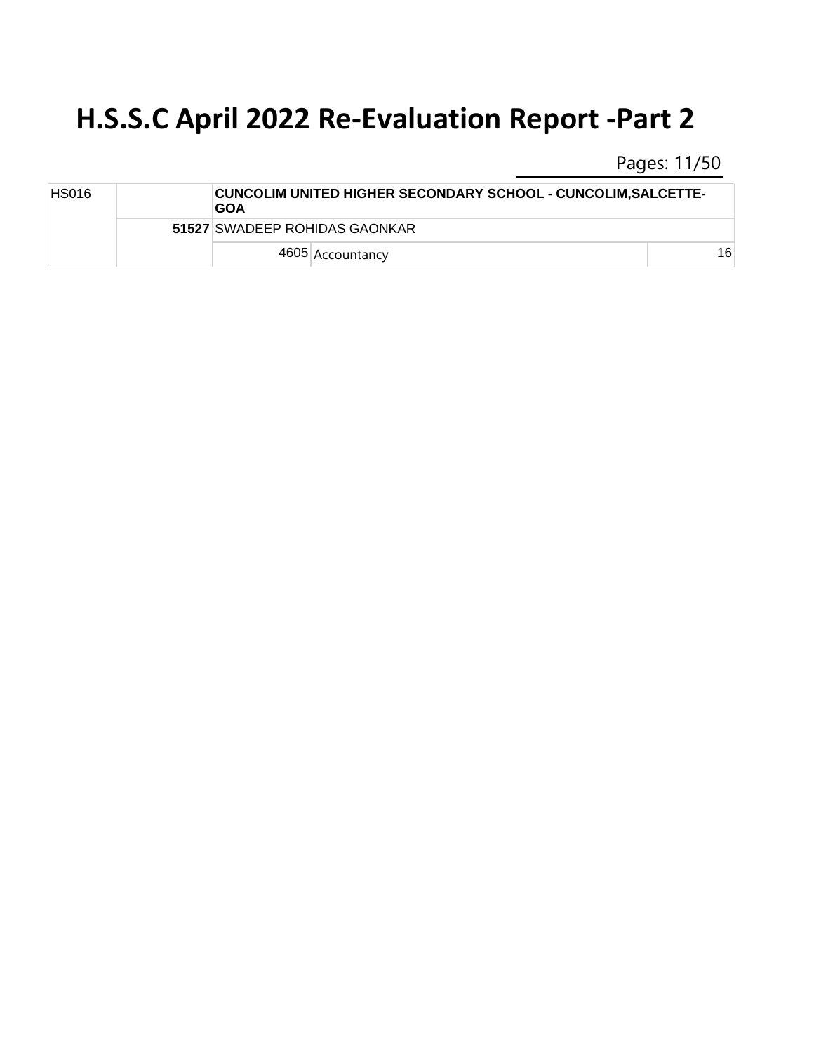# H.S.S.C April 2022 Re-Evaluation Report -Part 2

| | | | | |
|---|---|---|---|---|
| HS016 | | **CUNCOLIM UNITED HIGHER SECONDARY SCHOOL - CUNCOLIM,SALCETTE-GOA** | | |
| | **51527** | SWADEEP ROHIDAS GAONKAR | | |
| | | 4605 | Accountancy | 16 |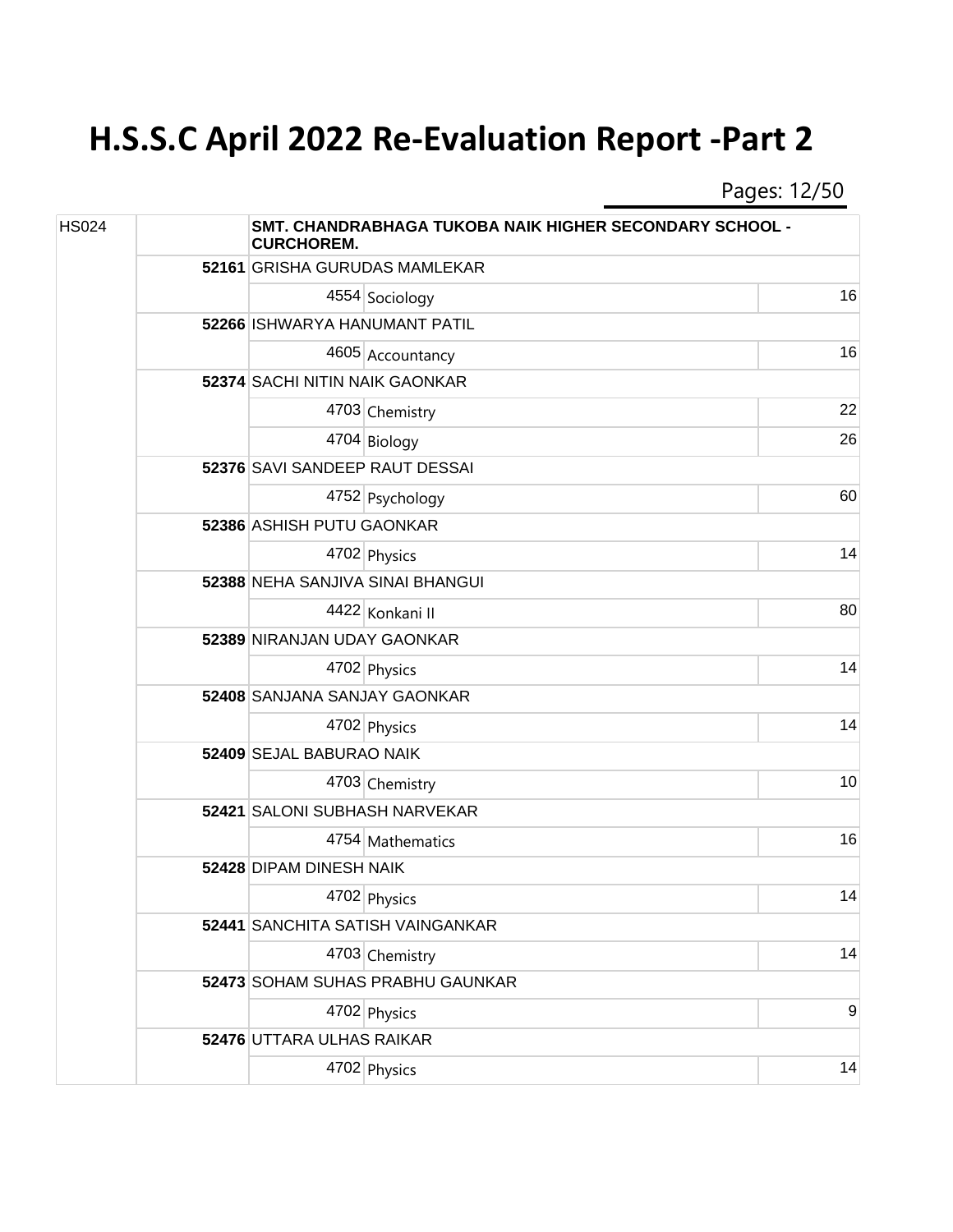# H.S.S.C April 2022 Re-Evaluation Report -Part 2

| HS024 | | SMT. CHANDRABHAGA TUKOBA NAIK HIGHER SECONDARY SCHOOL - CURCHOREM. | | |
|---|---|---|---|---|
| | **52161** | GRISHA GURUDAS MAMLEKAR | | |
| | | 4554 | Sociology | 16 |
| | **52266** | ISHWARYA HANUMANT PATIL | | |
| | | 4605 | Accountancy | 16 |
| | **52374** | SACHI NITIN NAIK GAONKAR | | |
| | | 4703 | Chemistry | 22 |
| | | 4704 | Biology | 26 |
| | **52376** | SAVI SANDEEP RAUT DESSAI | | |
| | | 4752 | Psychology | 60 |
| | **52386** | ASHISH PUTU GAONKAR | | |
| | | 4702 | Physics | 14 |
| | **52388** | NEHA SANJIVA SINAI BHANGUI | | |
| | | 4422 | Konkani II | 80 |
| | **52389** | NIRANJAN UDAY GAONKAR | | |
| | | 4702 | Physics | 14 |
| | **52408** | SANJANA SANJAY GAONKAR | | |
| | | 4702 | Physics | 14 |
| | **52409** | SEJAL BABURAO NAIK | | |
| | | 4703 | Chemistry | 10 |
| | **52421** | SALONI SUBHASH NARVEKAR | | |
| | | 4754 | Mathematics | 16 |
| | **52428** | DIPAM DINESH NAIK | | |
| | | 4702 | Physics | 14 |
| | **52441** | SANCHITA SATISH VAINGANKAR | | |
| | | 4703 | Chemistry | 14 |
| | **52473** | SOHAM SUHAS PRABHU GAUNKAR | | |
| | | 4702 | Physics | 9 |
| | **52476** | UTTARA ULHAS RAIKAR | | |
| | | 4702 | Physics | 14 |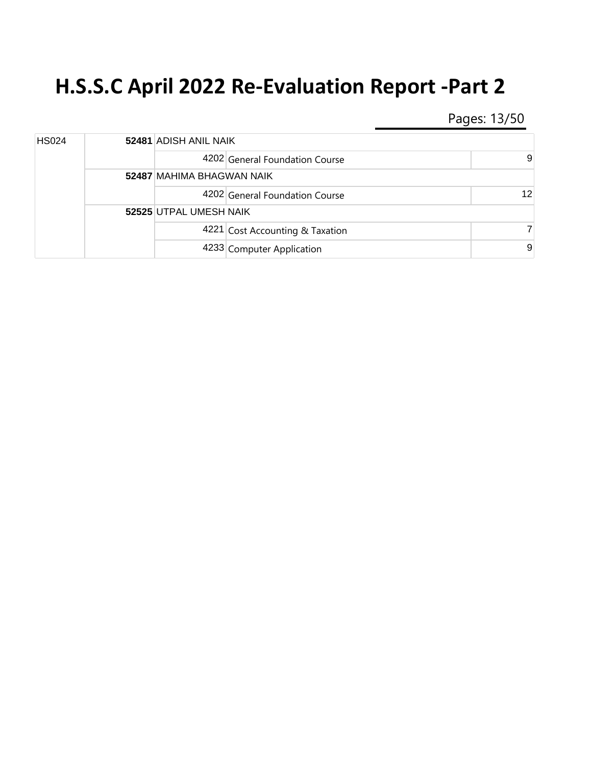# H.S.S.C April 2022 Re-Evaluation Report -Part 2

| | | | | |
|---|---|---|---|---|
| HS024 | 52481 | ADISH ANIL NAIK | | |
| | | 4202 | General Foundation Course | 9 |
| | 52487 | MAHIMA BHAGWAN NAIK | | |
| | | 4202 | General Foundation Course | 12 |
| | 52525 | UTPAL UMESH NAIK | | |
| | | 4221 | Cost Accounting & Taxation | 7 |
| | | 4233 | Computer Application | 9 |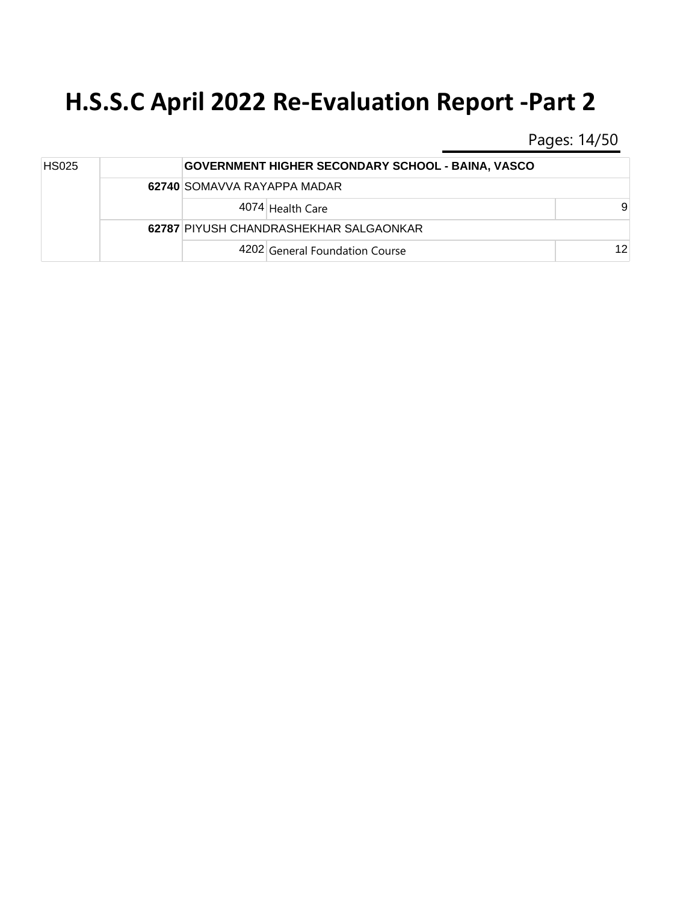# H.S.S.C April 2022 Re-Evaluation Report -Part 2

| | | | | |
|---|---|---|---|---|
| HS025 | | GOVERNMENT HIGHER SECONDARY SCHOOL - BAINA, VASCO | | |
| | 62740 | SOMAVVA RAYAPPA MADAR | | |
| | | 4074 | Health Care | 9 |
| | 62787 | PIYUSH CHANDRASHEKHAR SALGAONKAR | | |
| | | 4202 | General Foundation Course | 12 |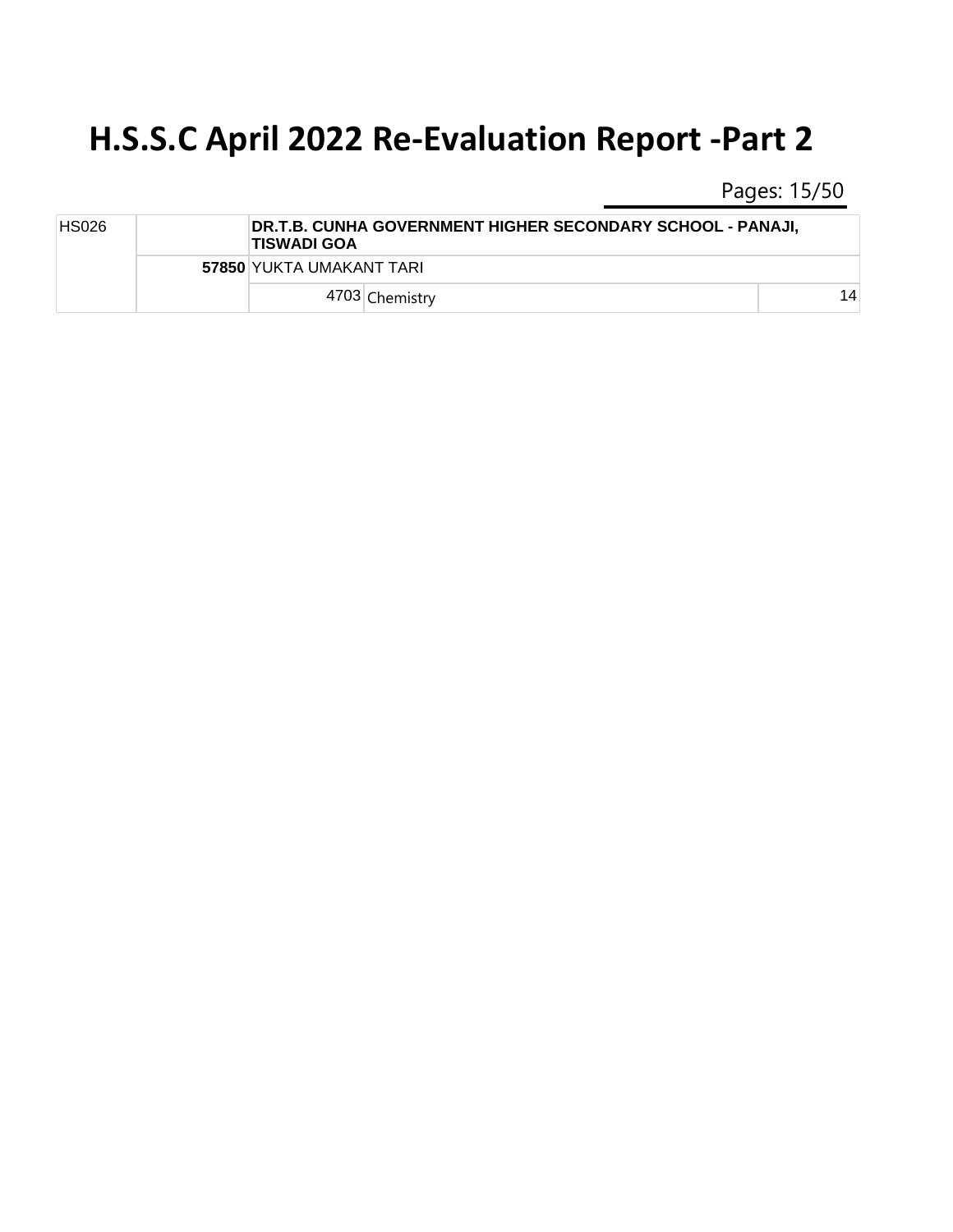# H.S.S.C April 2022 Re-Evaluation Report -Part 2

| HS026 | | DR.T.B. CUNHA GOVERNMENT HIGHER SECONDARY SCHOOL - PANAJI, TISWADI GOA | | |
|---|---|---|---|---|
| | **57850** | YUKTA UMAKANT TARI | | |
| | | 4703 | Chemistry | 14 |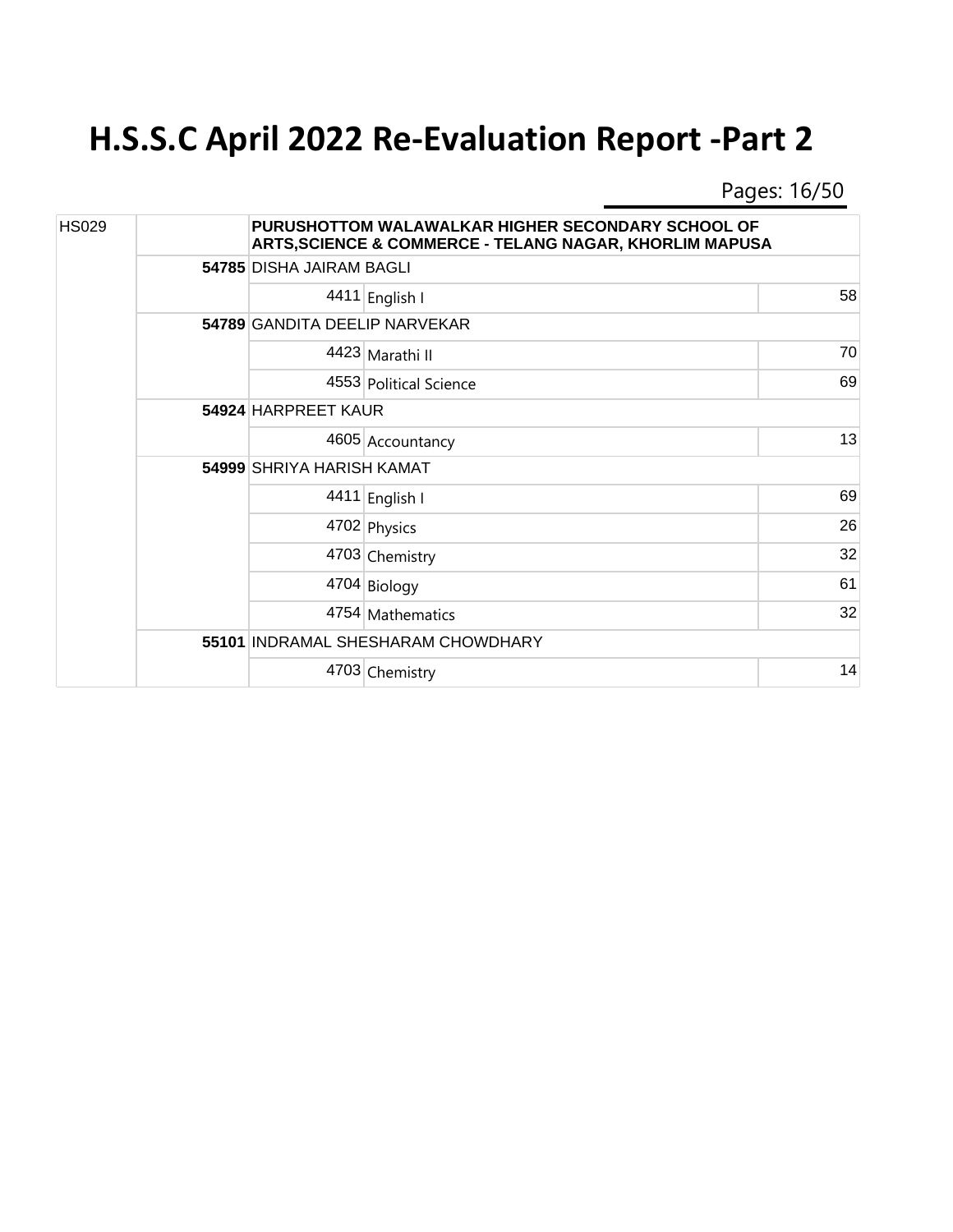# H.S.S.C April 2022 Re-Evaluation Report -Part 2

| School Code | Seat No. | Subject Code | Subject / Name | Marks |
|---|---|---|---|---|
| HS029 | | | **PURUSHOTTOM WALAWALKAR HIGHER SECONDARY SCHOOL OF ARTS,SCIENCE & COMMERCE - TELANG NAGAR, KHORLIM MAPUSA** | |
| | **54785** | | DISHA JAIRAM BAGLI | |
| | | 4411 | English I | 58 |
| | **54789** | | GANDITA DEELIP NARVEKAR | |
| | | 4423 | Marathi II | 70 |
| | | 4553 | Political Science | 69 |
| | **54924** | | HARPREET KAUR | |
| | | 4605 | Accountancy | 13 |
| | **54999** | | SHRIYA HARISH KAMAT | |
| | | 4411 | English I | 69 |
| | | 4702 | Physics | 26 |
| | | 4703 | Chemistry | 32 |
| | | 4704 | Biology | 61 |
| | | 4754 | Mathematics | 32 |
| | **55101** | | INDRAMAL SHESHARAM CHOWDHARY | |
| | | 4703 | Chemistry | 14 |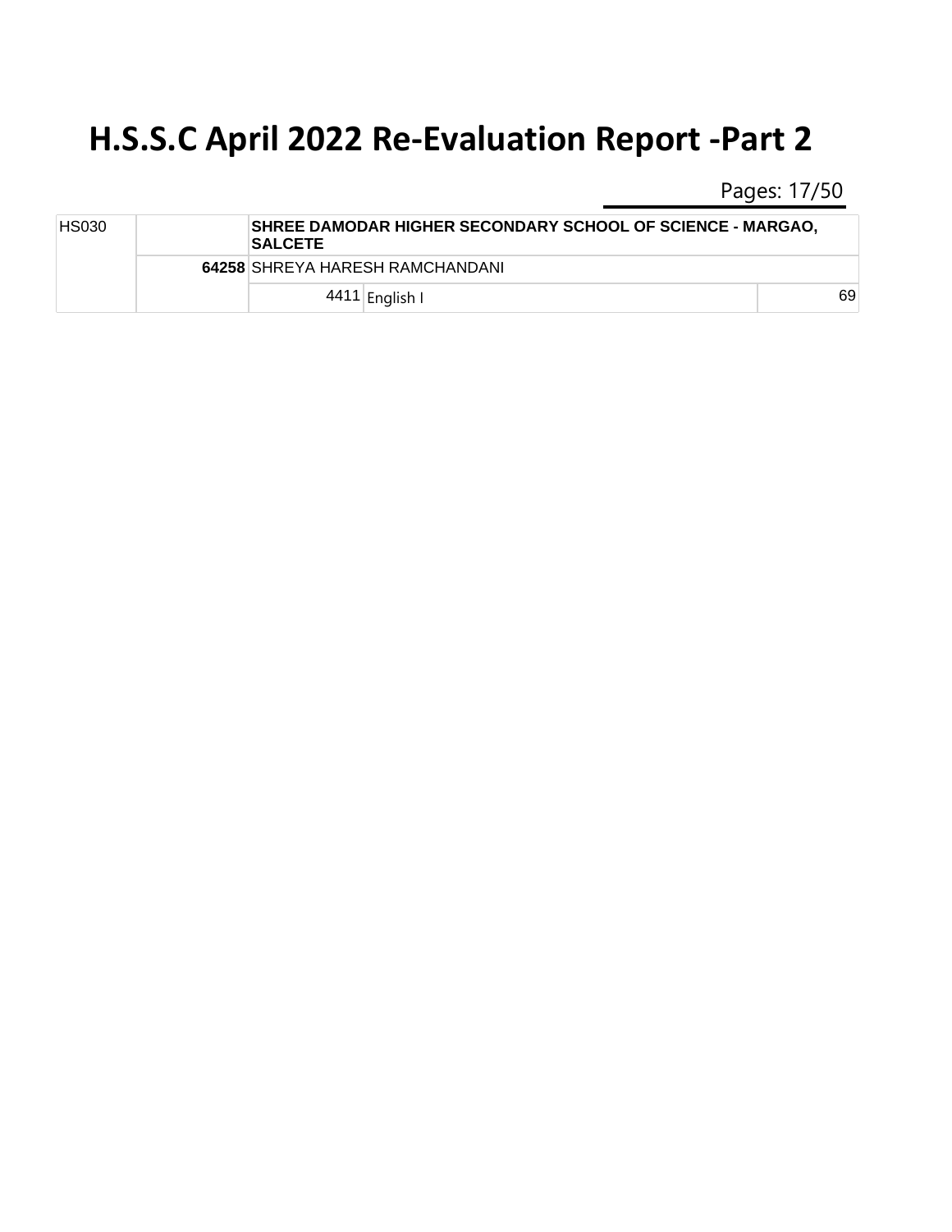# H.S.S.C April 2022 Re-Evaluation Report -Part 2

| | | | | |
|---|---|---|---|---|
| HS030 | | **SHREE DAMODAR HIGHER SECONDARY SCHOOL OF SCIENCE - MARGAO, SALCETE** | | |
| | **64258** | SHREYA HARESH RAMCHANDANI | | |
| | | 4411 | English I | 69 |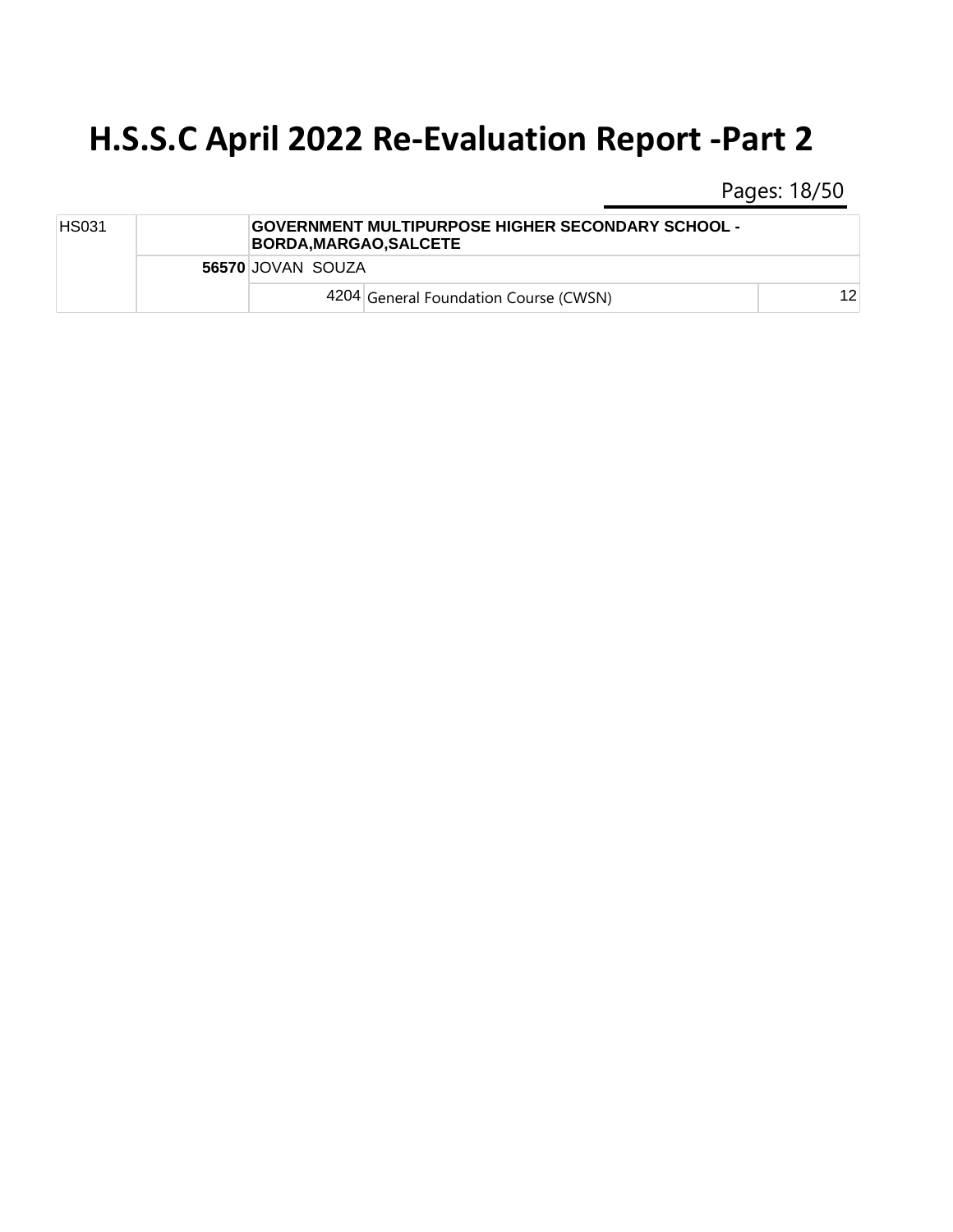# H.S.S.C April 2022 Re-Evaluation Report -Part 2

| | | | | |
|---|---|---|---|---|
| HS031 | | **GOVERNMENT MULTIPURPOSE HIGHER SECONDARY SCHOOL - BORDA,MARGAO,SALCETE** | | |
| | **56570** | JOVAN SOUZA | | |
| | | 4204 | General Foundation Course (CWSN) | 12 |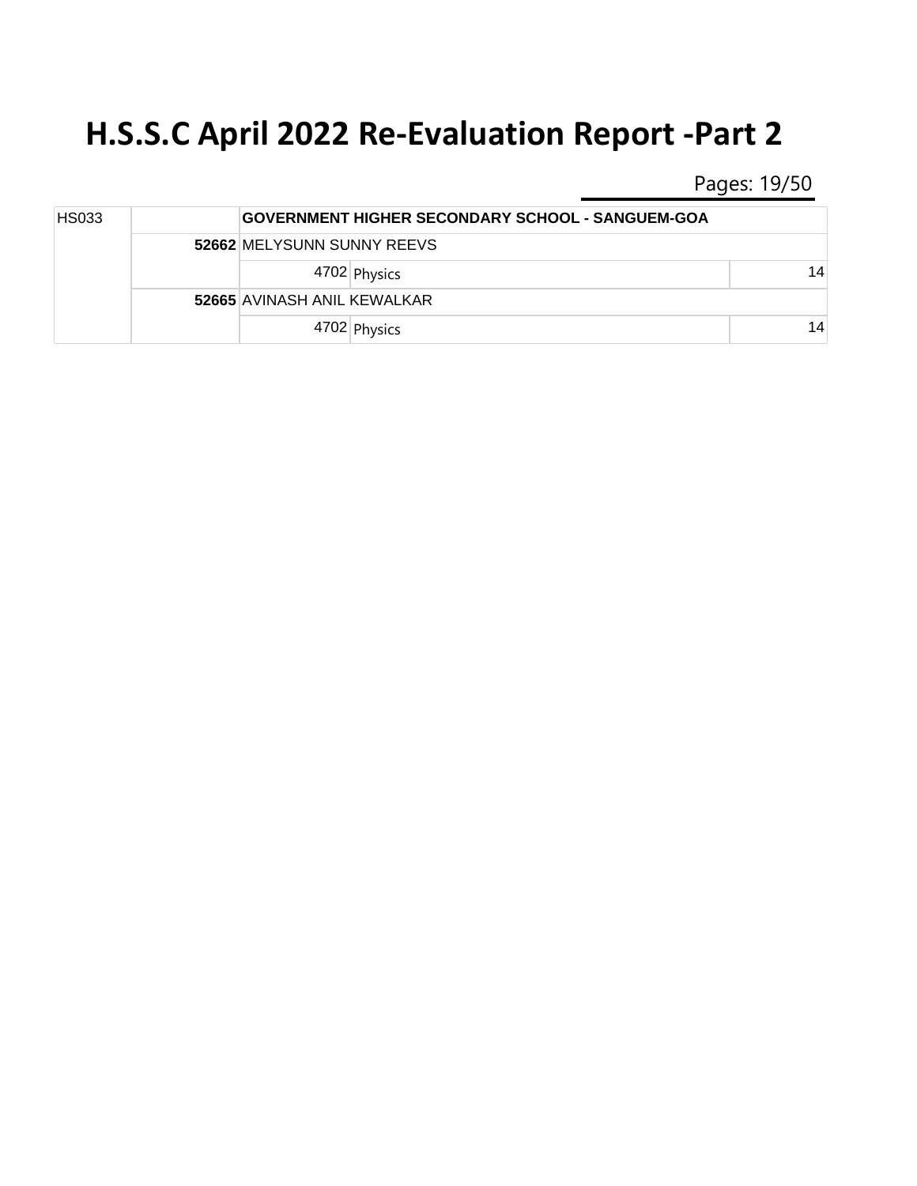# H.S.S.C April 2022 Re-Evaluation Report -Part 2

| | | | | |
|---|---|---|---|---|
| HS033 | | **GOVERNMENT HIGHER SECONDARY SCHOOL - SANGUEM-GOA** | | |
| | **52662** | MELYSUNN SUNNY REEVS | | |
| | | 4702 | Physics | 14 |
| | **52665** | AVINASH ANIL KEWALKAR | | |
| | | 4702 | Physics | 14 |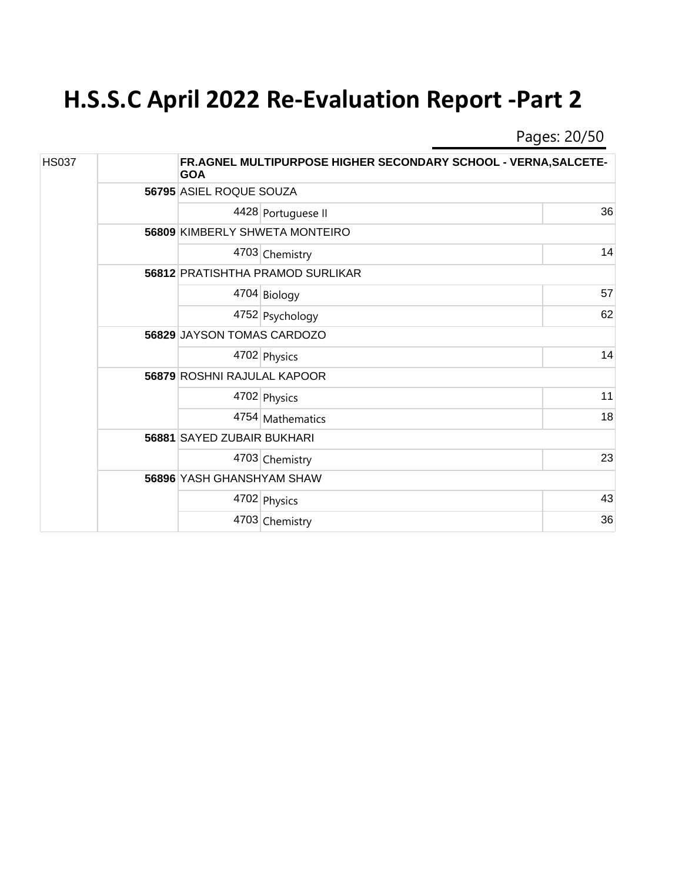# H.S.S.C April 2022 Re-Evaluation Report -Part 2

| | | | | |
|---|---|---|---|---|
| HS037 | | **FR.AGNEL MULTIPURPOSE HIGHER SECONDARY SCHOOL - VERNA,SALCETE-GOA** | | |
| | **56795** | ASIEL ROQUE SOUZA | | |
| | | 4428 | Portuguese II | 36 |
| | **56809** | KIMBERLY SHWETA MONTEIRO | | |
| | | 4703 | Chemistry | 14 |
| | **56812** | PRATISHTHA PRAMOD SURLIKAR | | |
| | | 4704 | Biology | 57 |
| | | 4752 | Psychology | 62 |
| | **56829** | JAYSON TOMAS CARDOZO | | |
| | | 4702 | Physics | 14 |
| | **56879** | ROSHNI RAJULAL KAPOOR | | |
| | | 4702 | Physics | 11 |
| | | 4754 | Mathematics | 18 |
| | **56881** | SAYED ZUBAIR BUKHARI | | |
| | | 4703 | Chemistry | 23 |
| | **56896** | YASH GHANSHYAM SHAW | | |
| | | 4702 | Physics | 43 |
| | | 4703 | Chemistry | 36 |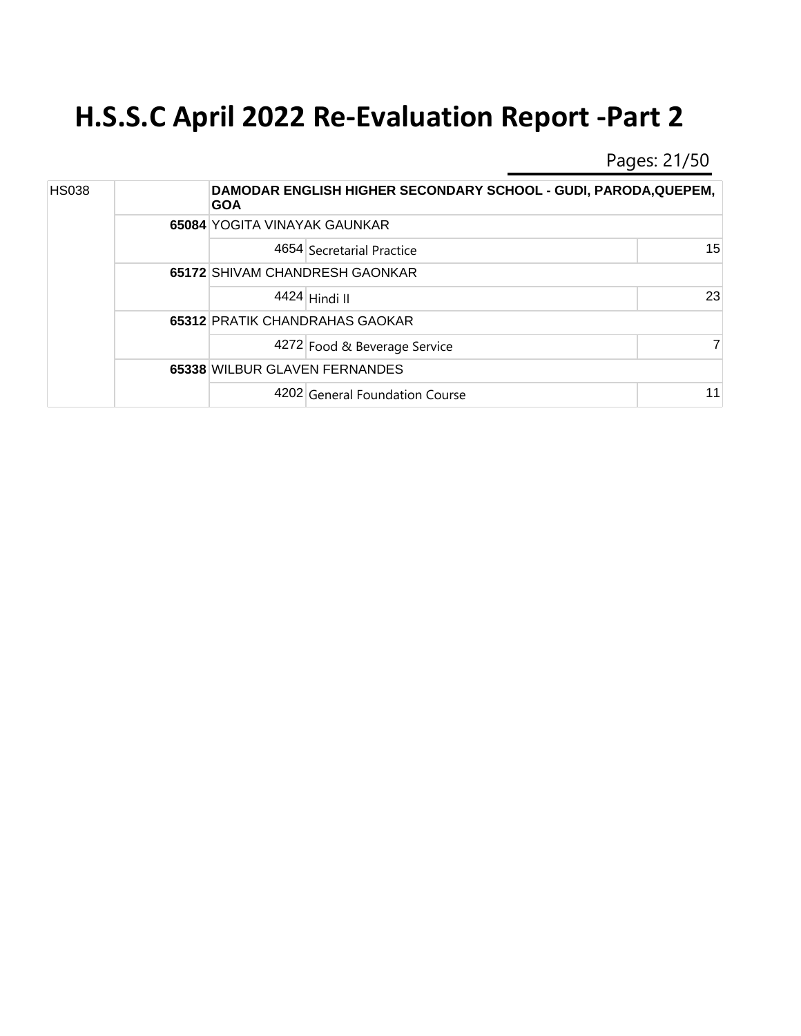# H.S.S.C April 2022 Re-Evaluation Report -Part 2

| | | | | |
|---|---|---|---|---|
| HS038 | | **DAMODAR ENGLISH HIGHER SECONDARY SCHOOL - GUDI, PARODA,QUEPEM, GOA** | | |
| | **65084** | YOGITA VINAYAK GAUNKAR | | |
| | | 4654 | Secretarial Practice | 15 |
| | **65172** | SHIVAM CHANDRESH GAONKAR | | |
| | | 4424 | Hindi II | 23 |
| | **65312** | PRATIK CHANDRAHAS GAOKAR | | |
| | | 4272 | Food & Beverage Service | 7 |
| | **65338** | WILBUR GLAVEN FERNANDES | | |
| | | 4202 | General Foundation Course | 11 |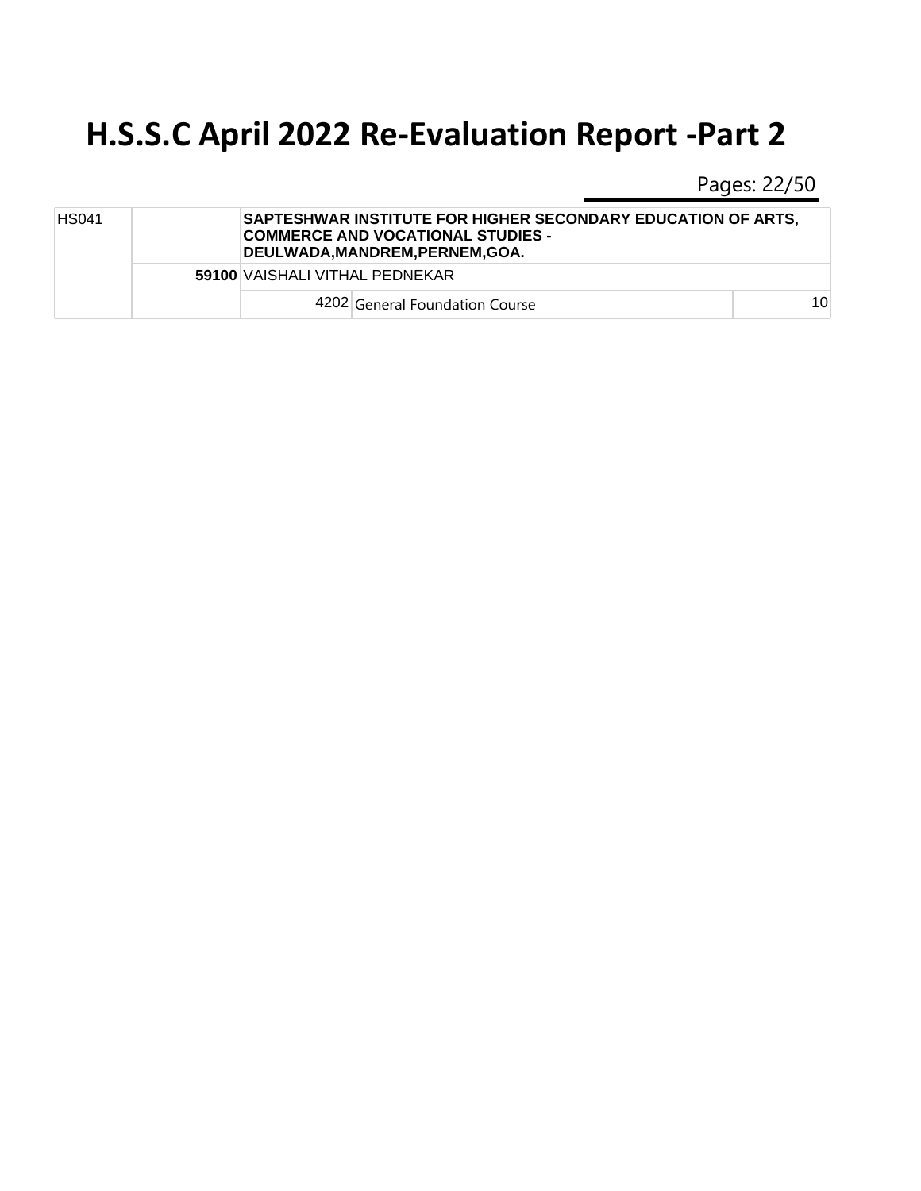# H.S.S.C April 2022 Re-Evaluation Report -Part 2

| | | | | |
|---|---|---|---|---|
| HS041 | | **SAPTESHWAR INSTITUTE FOR HIGHER SECONDARY EDUCATION OF ARTS, COMMERCE AND VOCATIONAL STUDIES - DEULWADA,MANDREM,PERNEM,GOA.** | | |
| | **59100** | VAISHALI VITHAL PEDNEKAR | | |
| | | 4202 | General Foundation Course | 10 |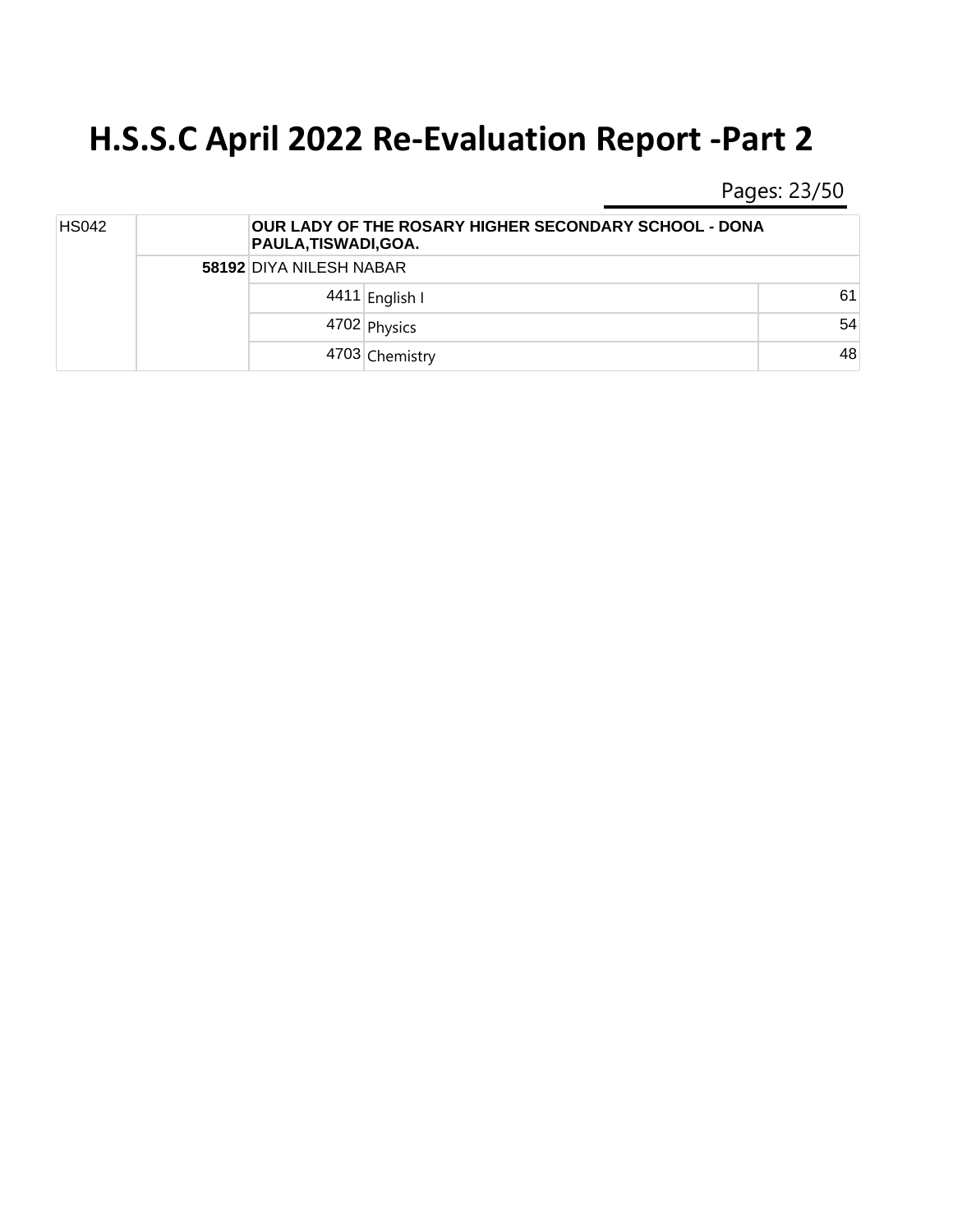# H.S.S.C April 2022 Re-Evaluation Report -Part 2

| | | | | |
|---|---|---|---|---|
| HS042 | | **OUR LADY OF THE ROSARY HIGHER SECONDARY SCHOOL - DONA PAULA,TISWADI,GOA.** | | |
| | **58192** | DIYA NILESH NABAR | | |
| | | 4411 | English I | 61 |
| | | 4702 | Physics | 54 |
| | | 4703 | Chemistry | 48 |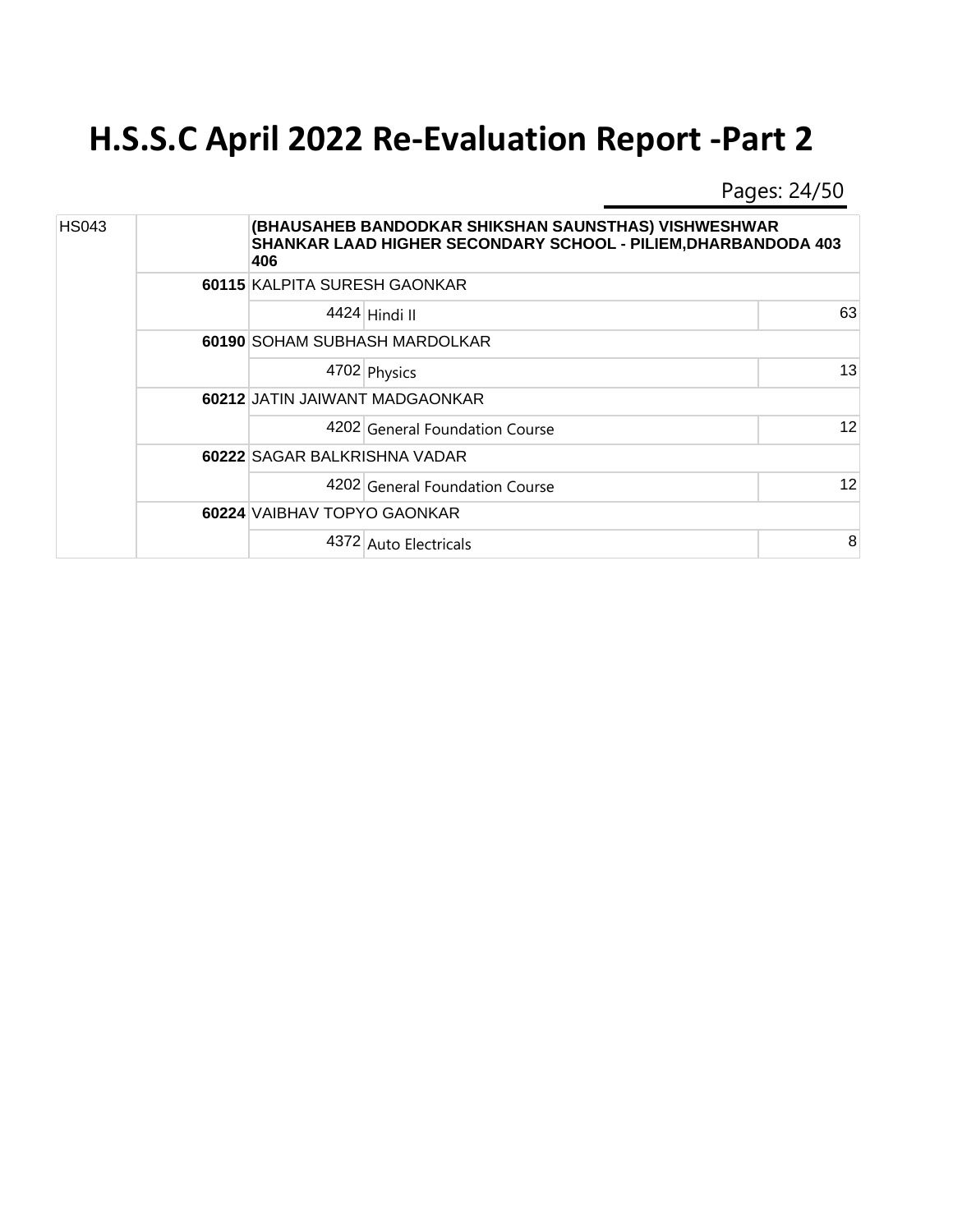# H.S.S.C April 2022 Re-Evaluation Report -Part 2

| HS043 | | (BHAUSAHEB BANDODKAR SHIKSHAN SAUNSTHAS) VISHWESHWAR SHANKAR LAAD HIGHER SECONDARY SCHOOL - PILIEM,DHARBANDODA 403 406 | | |
|---|---|---|---|---|
| | **60115** | KALPITA SURESH GAONKAR | | |
| | | 4424 | Hindi II | 63 |
| | **60190** | SOHAM SUBHASH MARDOLKAR | | |
| | | 4702 | Physics | 13 |
| | **60212** | JATIN JAIWANT MADGAONKAR | | |
| | | 4202 | General Foundation Course | 12 |
| | **60222** | SAGAR BALKRISHNA VADAR | | |
| | | 4202 | General Foundation Course | 12 |
| | **60224** | VAIBHAV TOPYO GAONKAR | | |
| | | 4372 | Auto Electricals | 8 |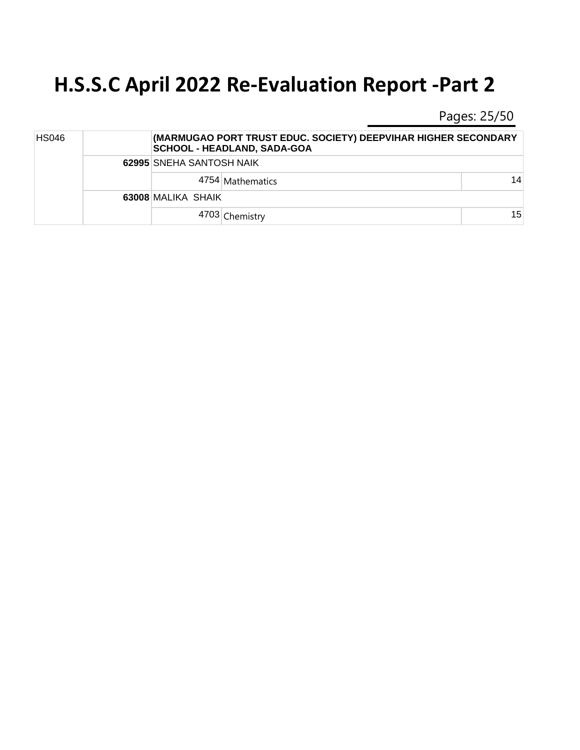# H.S.S.C April 2022 Re-Evaluation Report -Part 2

| | | | | |
|---|---|---|---|---|
| HS046 | | (MARMUGAO PORT TRUST EDUC. SOCIETY) DEEPVIHAR HIGHER SECONDARY SCHOOL - HEADLAND, SADA-GOA | | |
| | **62995** | SNEHA SANTOSH NAIK | | |
| | | 4754 | Mathematics | 14 |
| | **63008** | MALIKA SHAIK | | |
| | | 4703 | Chemistry | 15 |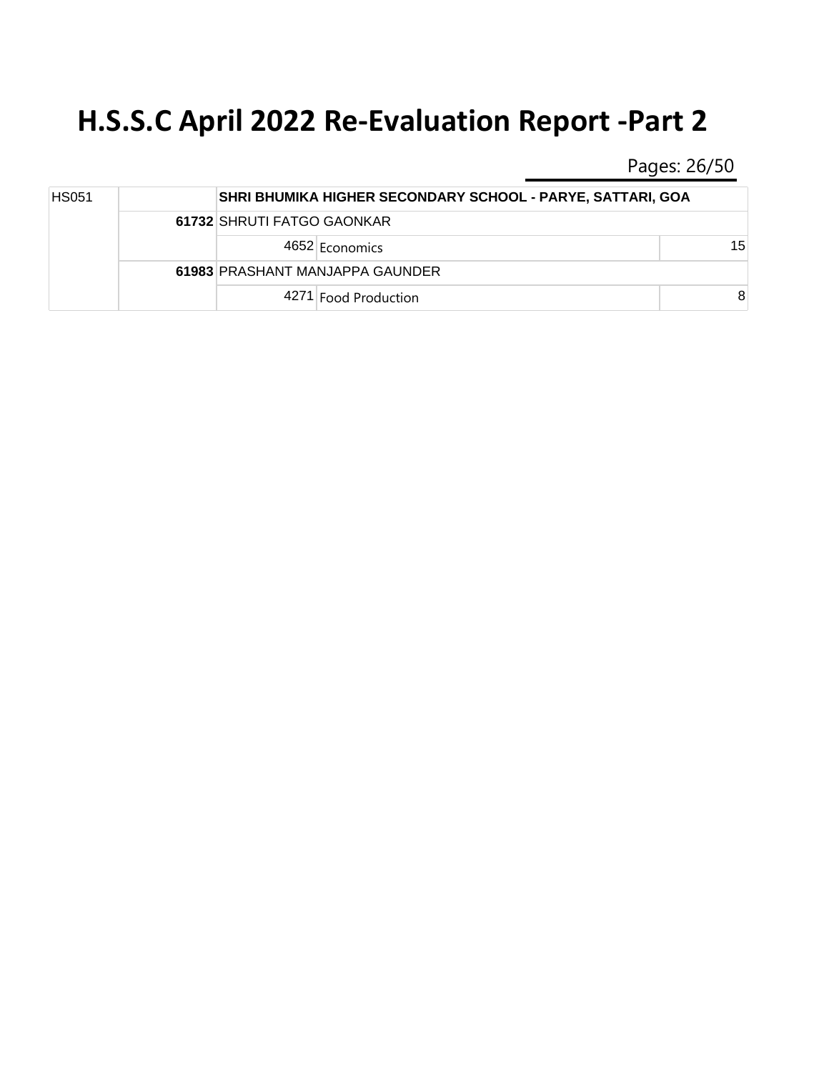# H.S.S.C April 2022 Re-Evaluation Report -Part 2

| | | | | |
|---|---|---|---|---|
| HS051 | | **SHRI BHUMIKA HIGHER SECONDARY SCHOOL - PARYE, SATTARI, GOA** | | |
| | **61732** | SHRUTI FATGO GAONKAR | | |
| | | 4652 | Economics | 15 |
| | **61983** | PRASHANT MANJAPPA GAUNDER | | |
| | | 4271 | Food Production | 8 |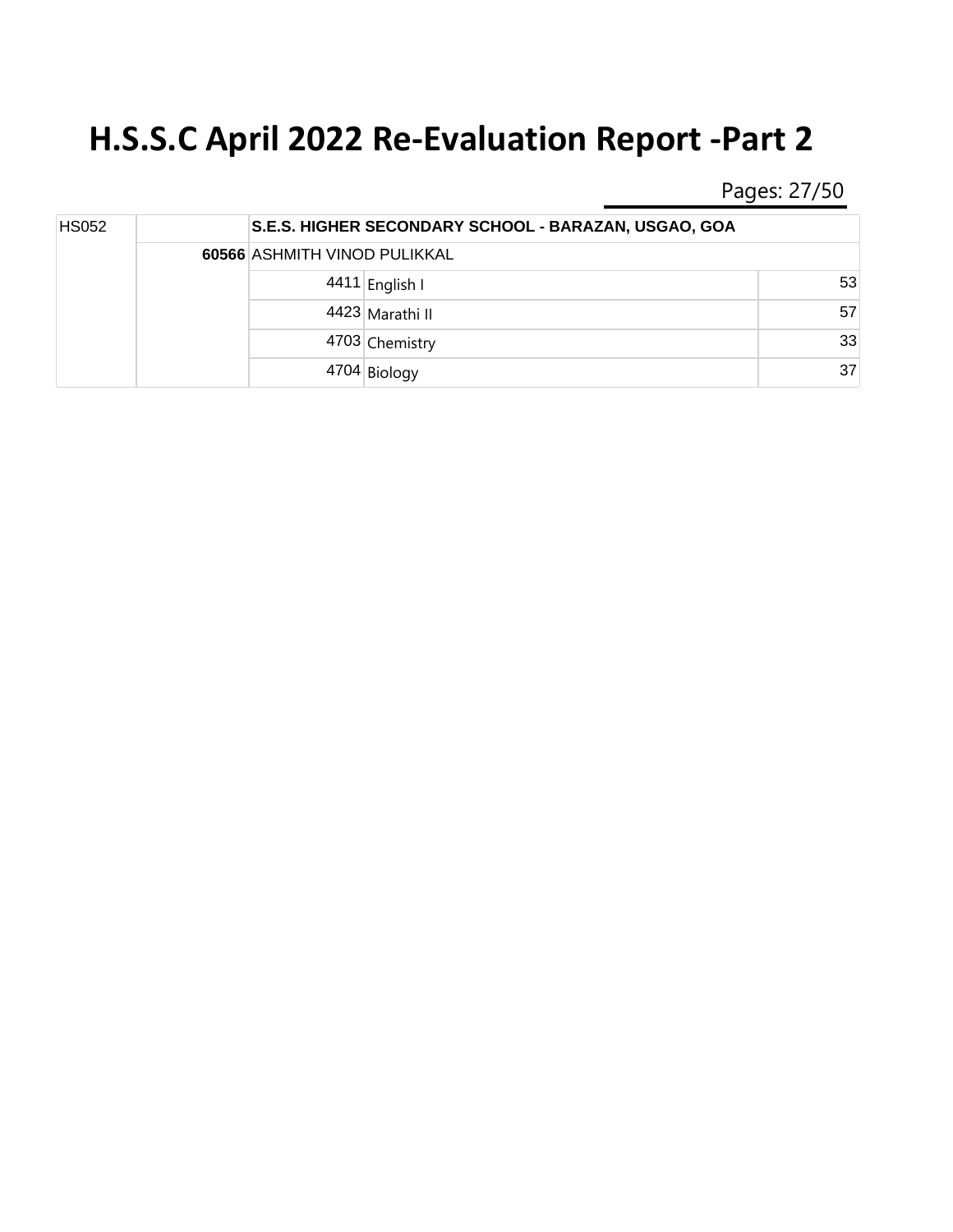# H.S.S.C April 2022 Re-Evaluation Report -Part 2

| | | | | |
|---|---|---|---|---|
| HS052 | | **S.E.S. HIGHER SECONDARY SCHOOL - BARAZAN, USGAO, GOA** | | |
| | **60566** | ASHMITH VINOD PULIKKAL | | |
| | | 4411 | English I | 53 |
| | | 4423 | Marathi II | 57 |
| | | 4703 | Chemistry | 33 |
| | | 4704 | Biology | 37 |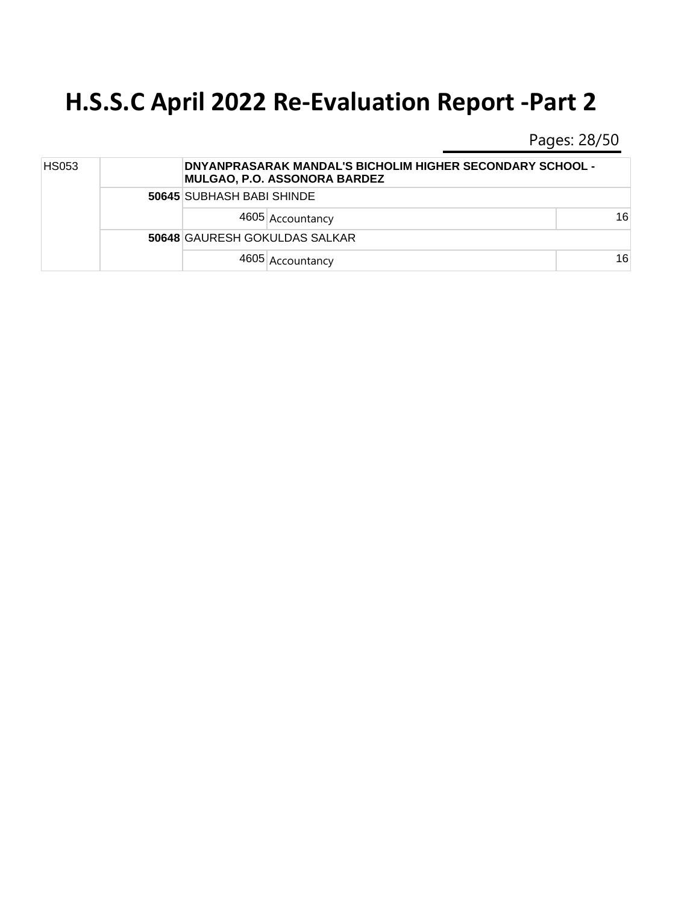# H.S.S.C April 2022 Re-Evaluation Report -Part 2

| | | | | |
|---|---|---|---|---|
| HS053 | | **DNYANPRASARAK MANDAL'S BICHOLIM HIGHER SECONDARY SCHOOL - MULGAO, P.O. ASSONORA BARDEZ** | | |
| | **50645** | SUBHASH BABI SHINDE | | |
| | | 4605 | Accountancy | 16 |
| | **50648** | GAURESH GOKULDAS SALKAR | | |
| | | 4605 | Accountancy | 16 |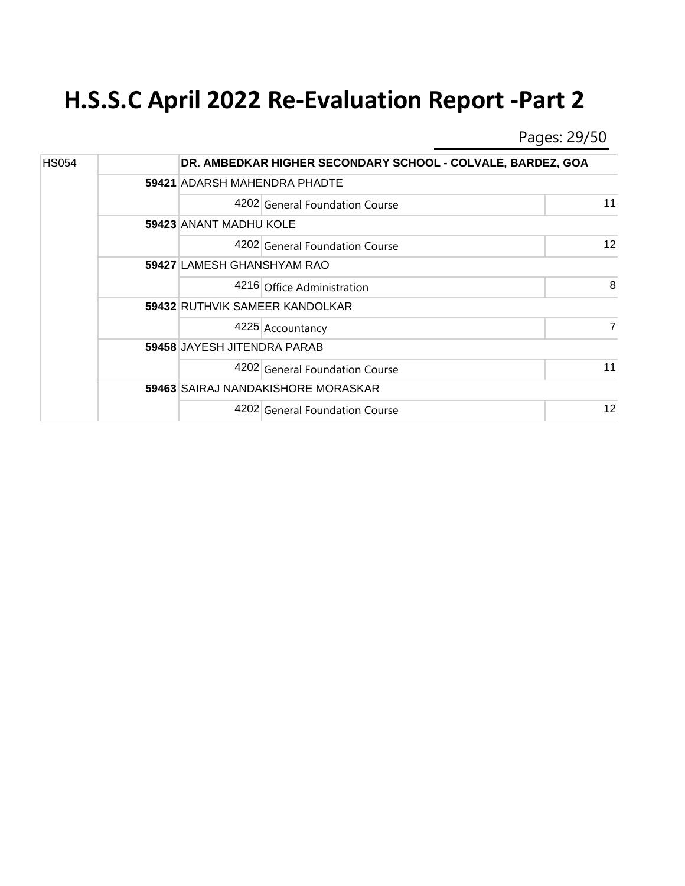# H.S.S.C April 2022 Re-Evaluation Report -Part 2

Pages: 29/50

| | | | | |
|---|---|---|---|---|
| HS054 | | **DR. AMBEDKAR HIGHER SECONDARY SCHOOL - COLVALE, BARDEZ, GOA** | | |
| | **59421** | ADARSH MAHENDRA PHADTE | | |
| | | 4202 | General Foundation Course | 11 |
| | **59423** | ANANT MADHU KOLE | | |
| | | 4202 | General Foundation Course | 12 |
| | **59427** | LAMESH GHANSHYAM RAO | | |
| | | 4216 | Office Administration | 8 |
| | **59432** | RUTHVIK SAMEER KANDOLKAR | | |
| | | 4225 | Accountancy | 7 |
| | **59458** | JAYESH JITENDRA PARAB | | |
| | | 4202 | General Foundation Course | 11 |
| | **59463** | SAIRAJ NANDAKISHORE MORASKAR | | |
| | | 4202 | General Foundation Course | 12 |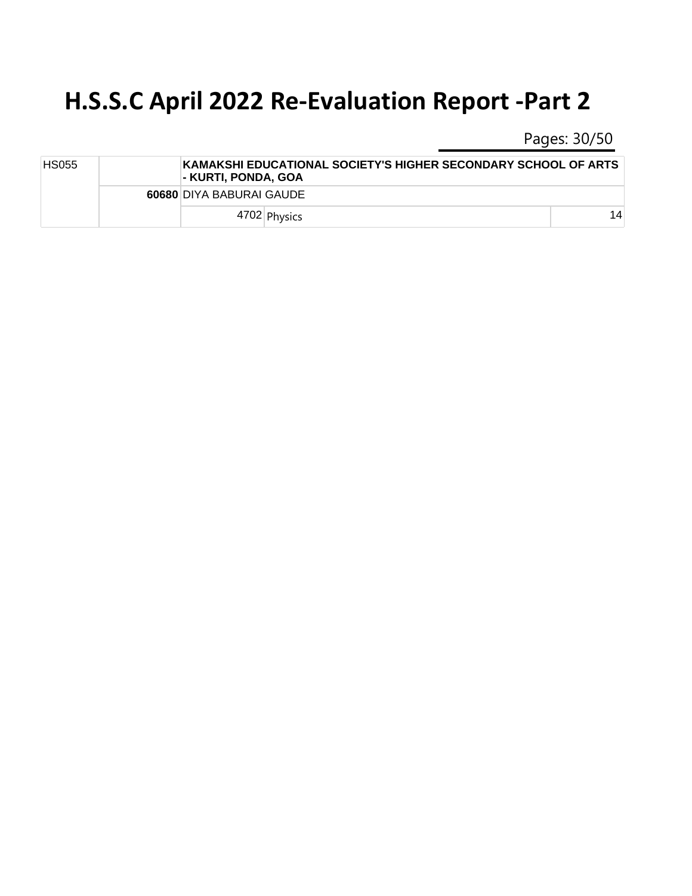# H.S.S.C April 2022 Re-Evaluation Report -Part 2

| | | | | |
|---|---|---|---|---|
| HS055 | | **KAMAKSHI EDUCATIONAL SOCIETY'S HIGHER SECONDARY SCHOOL OF ARTS - KURTI, PONDA, GOA** | | |
| | **60680** | DIYA BABURAI GAUDE | | |
| | | 4702 | Physics | 14 |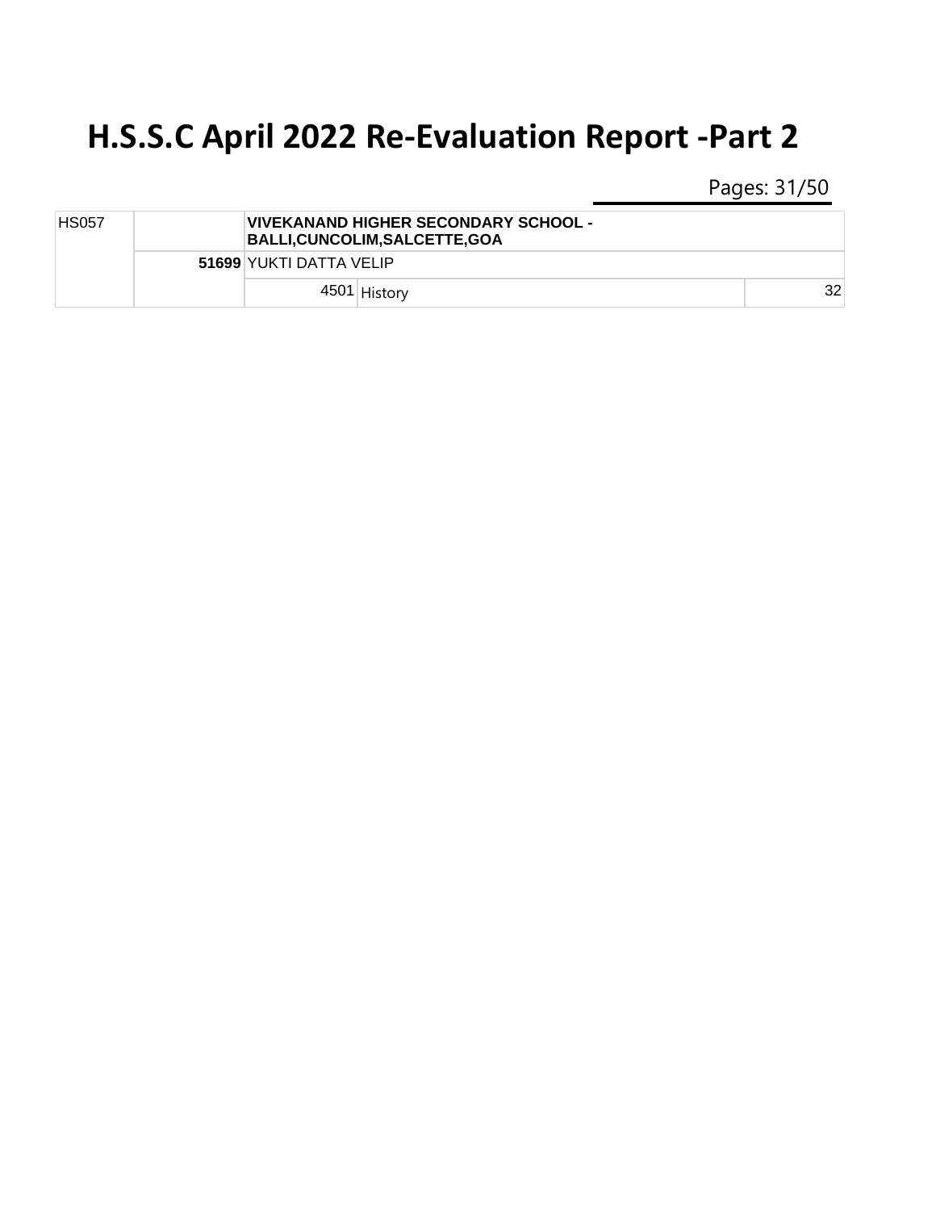# H.S.S.C April 2022 Re-Evaluation Report -Part 2

| | | | | |
|---|---|---|---|---|
| HS057 | | **VIVEKANAND HIGHER SECONDARY SCHOOL - BALLI,CUNCOLIM,SALCETTE,GOA** | | |
| | **51699** | YUKTI DATTA VELIP | | |
| | | 4501 | History | 32 |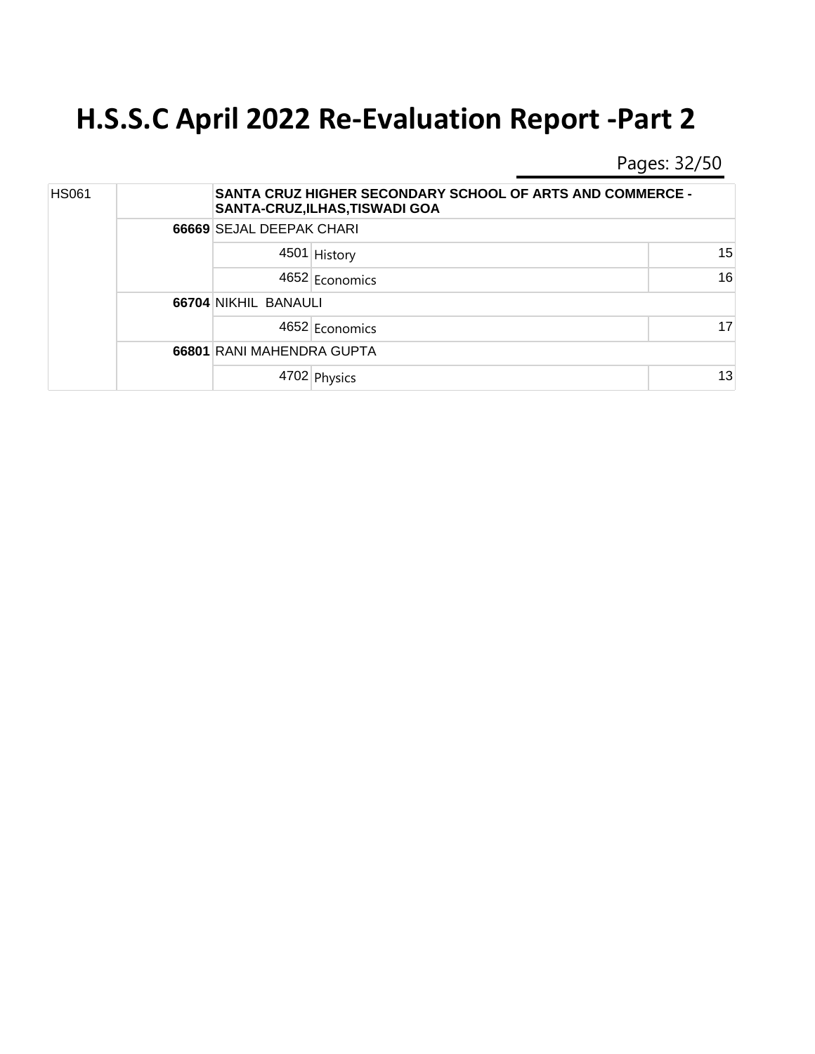# H.S.S.C April 2022 Re-Evaluation Report -Part 2

| | | | | |
|---|---|---|---|---|
| HS061 | | **SANTA CRUZ HIGHER SECONDARY SCHOOL OF ARTS AND COMMERCE - SANTA-CRUZ,ILHAS,TISWADI GOA** | | |
| | **66669** | SEJAL DEEPAK CHARI | | |
| | | 4501 | History | 15 |
| | | 4652 | Economics | 16 |
| | **66704** | NIKHIL BANAULI | | |
| | | 4652 | Economics | 17 |
| | **66801** | RANI MAHENDRA GUPTA | | |
| | | 4702 | Physics | 13 |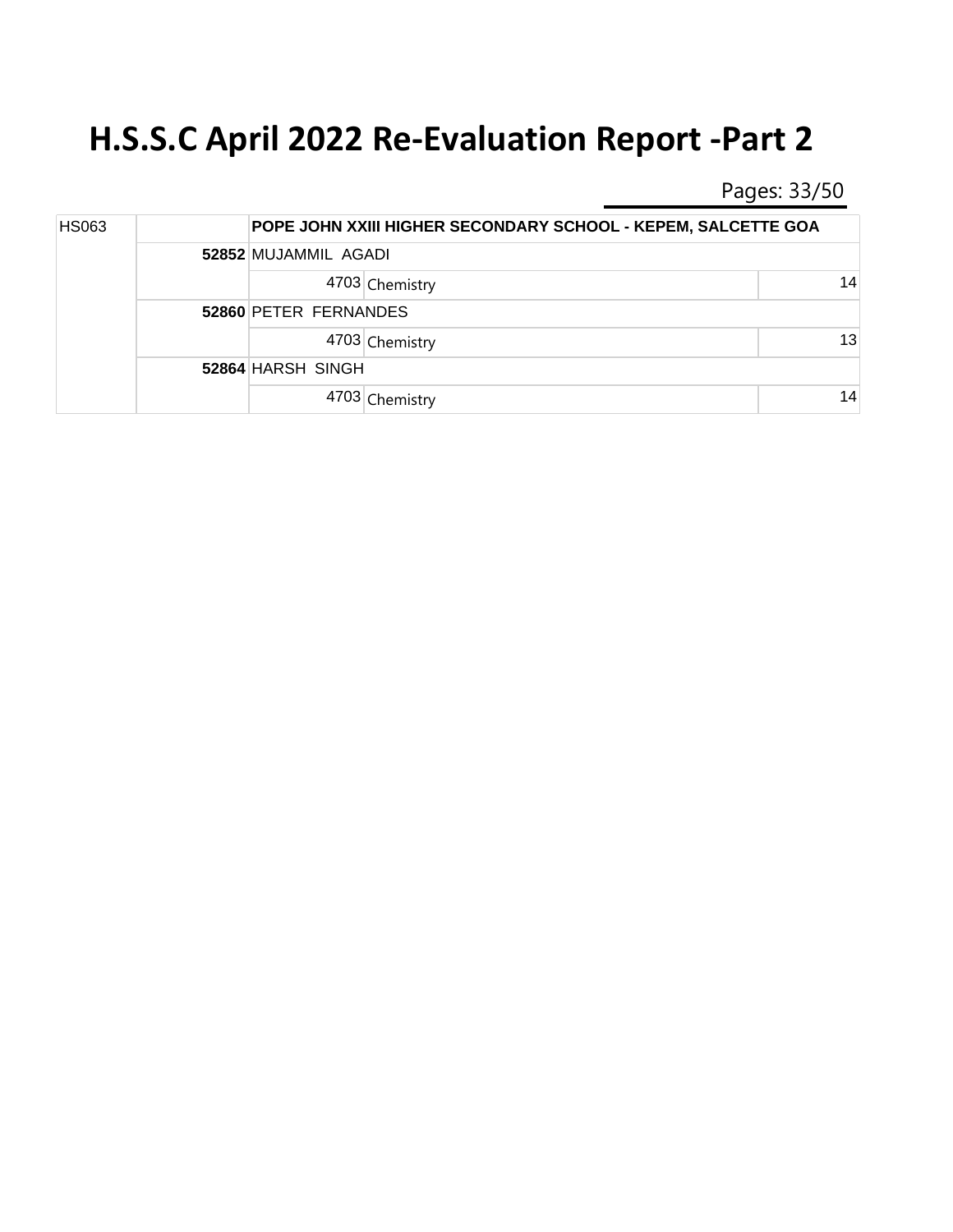# H.S.S.C April 2022 Re-Evaluation Report -Part 2

| | | | | |
|---|---|---|---|---|
| HS063 | | POPE JOHN XXIII HIGHER SECONDARY SCHOOL - KEPEM, SALCETTE GOA | | |
| | **52852** | MUJAMMIL AGADI | | |
| | | 4703 | Chemistry | 14 |
| | **52860** | PETER FERNANDES | | |
| | | 4703 | Chemistry | 13 |
| | **52864** | HARSH SINGH | | |
| | | 4703 | Chemistry | 14 |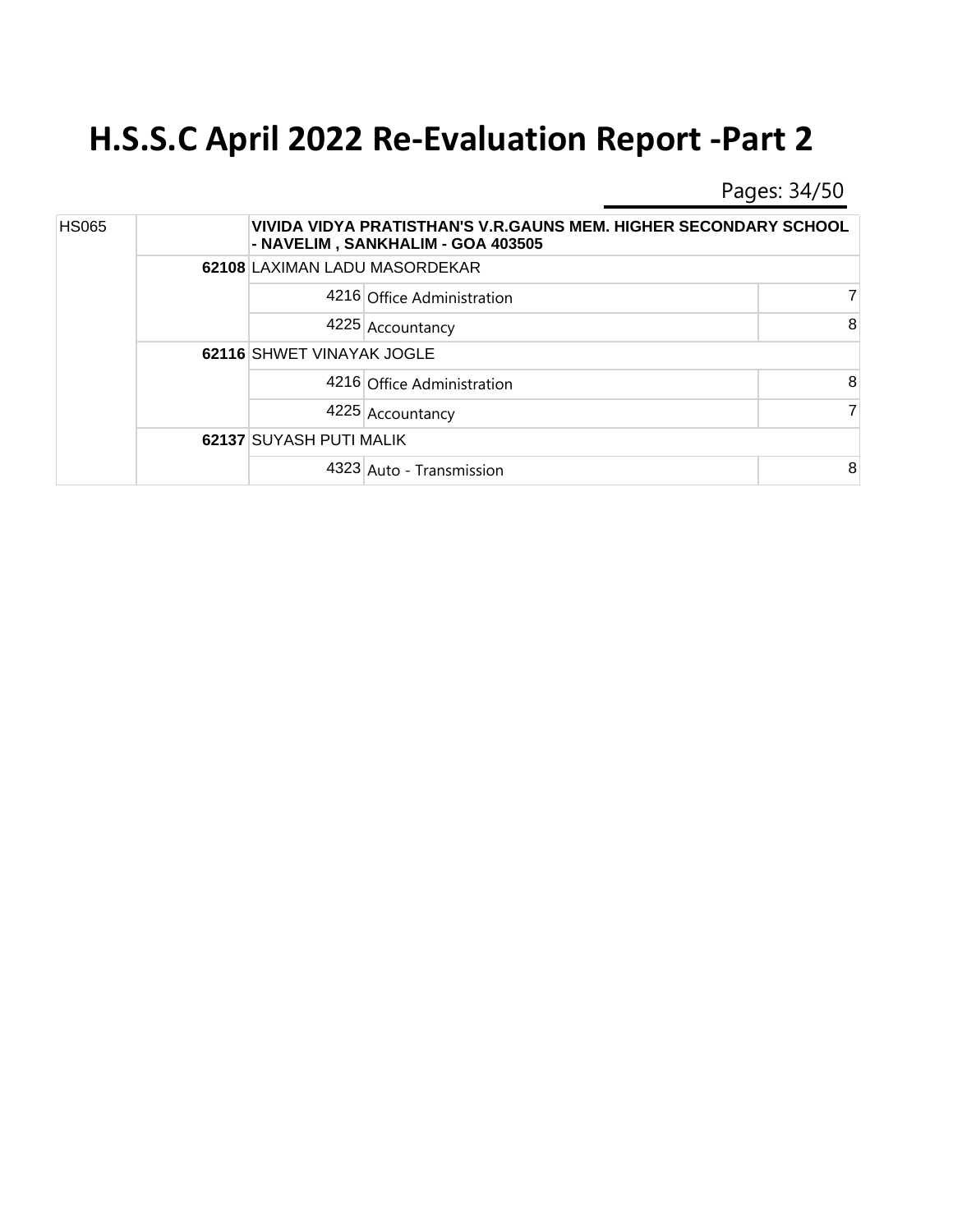# H.S.S.C April 2022 Re-Evaluation Report -Part 2

| | | | | |
|---|---|---|---|---|
| HS065 | | **VIVIDA VIDYA PRATISTHAN'S V.R.GAUNS MEM. HIGHER SECONDARY SCHOOL - NAVELIM , SANKHALIM - GOA 403505** | | |
| | **62108** | LAXIMAN LADU MASORDEKAR | | |
| | | 4216 | Office Administration | 7 |
| | | 4225 | Accountancy | 8 |
| | **62116** | SHWET VINAYAK JOGLE | | |
| | | 4216 | Office Administration | 8 |
| | | 4225 | Accountancy | 7 |
| | **62137** | SUYASH PUTI MALIK | | |
| | | 4323 | Auto - Transmission | 8 |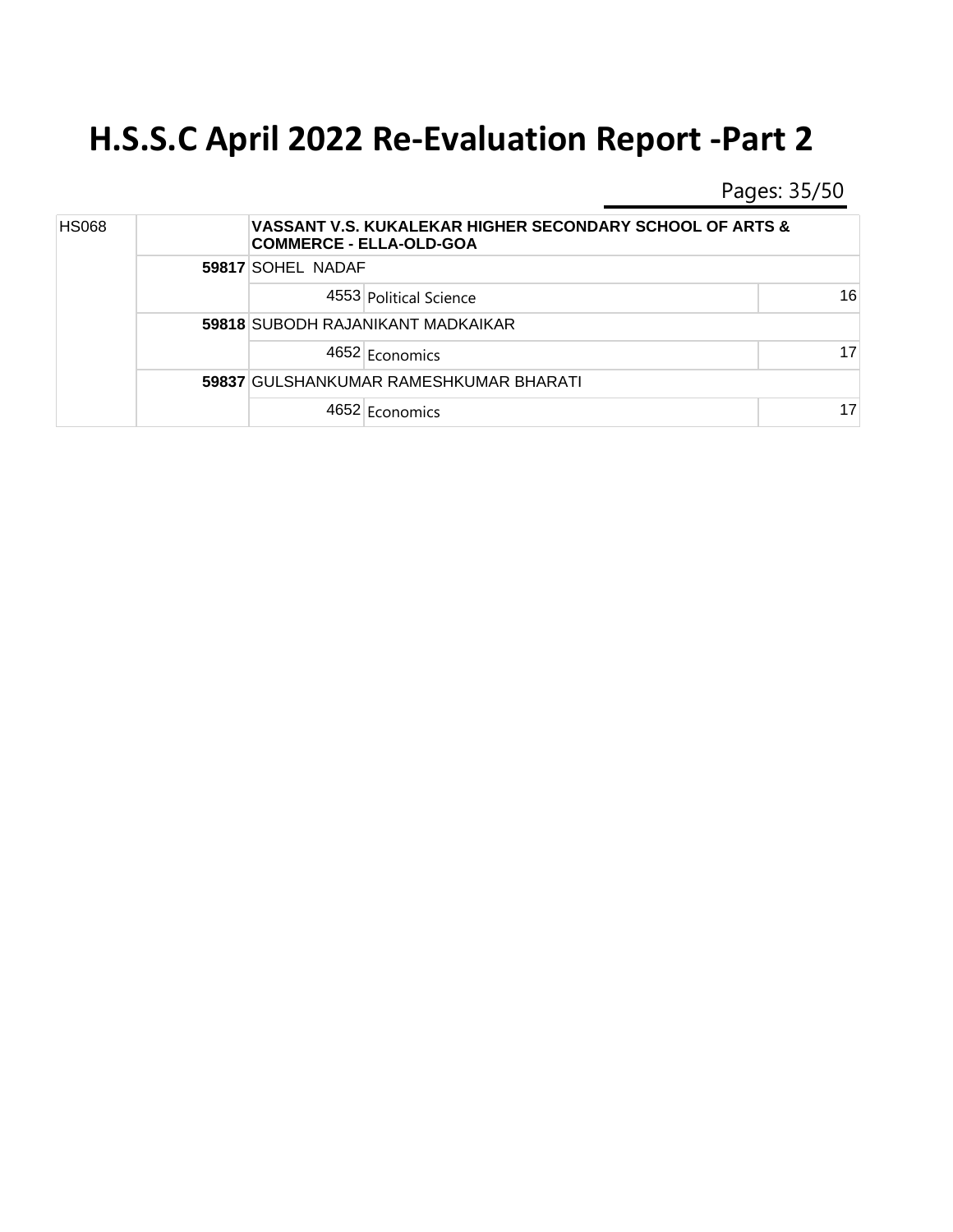# H.S.S.C April 2022 Re-Evaluation Report -Part 2

| | | | | |
|---|---|---|---|---|
| HS068 | | **VASSANT V.S. KUKALEKAR HIGHER SECONDARY SCHOOL OF ARTS & COMMERCE - ELLA-OLD-GOA** | | |
| | **59817** | SOHEL NADAF | | |
| | | 4553 | Political Science | 16 |
| | **59818** | SUBODH RAJANIKANT MADKAIKAR | | |
| | | 4652 | Economics | 17 |
| | **59837** | GULSHANKUMAR RAMESHKUMAR BHARATI | | |
| | | 4652 | Economics | 17 |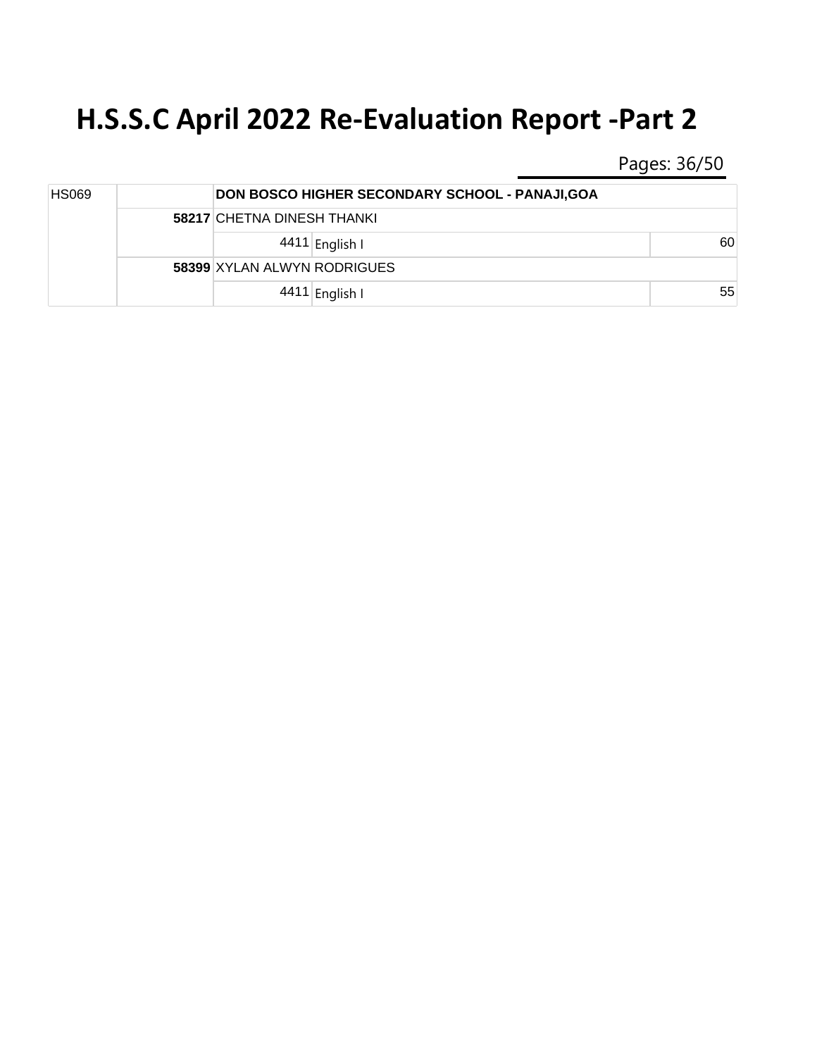# H.S.S.C April 2022 Re-Evaluation Report -Part 2

| | | | | |
|---|---|---|---|---|
| HS069 | | **DON BOSCO HIGHER SECONDARY SCHOOL - PANAJI,GOA** | | |
| | **58217** | CHETNA DINESH THANKI | | |
| | | 4411 | English I | 60 |
| | **58399** | XYLAN ALWYN RODRIGUES | | |
| | | 4411 | English I | 55 |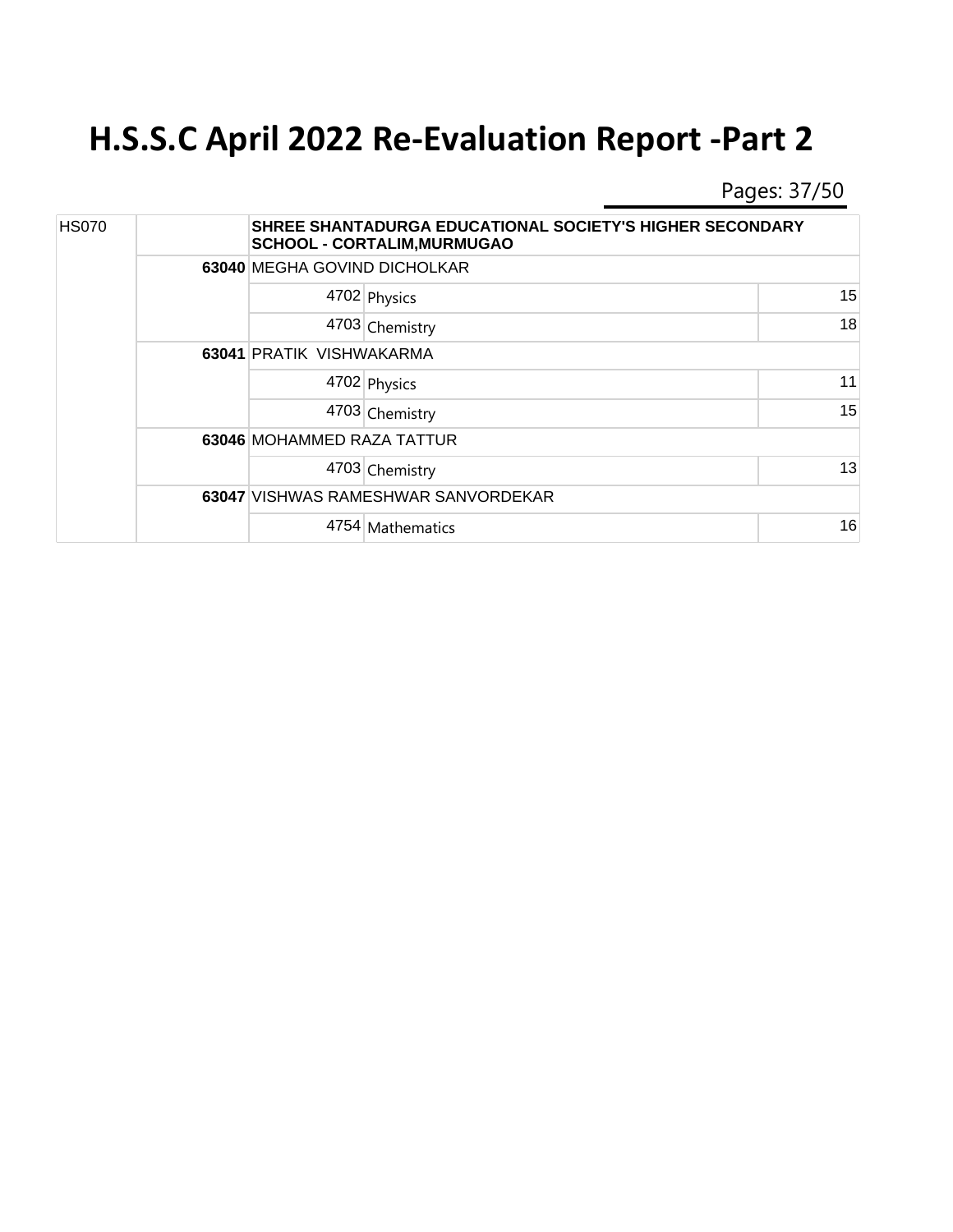# H.S.S.C April 2022 Re-Evaluation Report -Part 2

| | | | | |
|---|---|---|---|---|
| HS070 | | **SHREE SHANTADURGA EDUCATIONAL SOCIETY'S HIGHER SECONDARY SCHOOL - CORTALIM,MURMUGAO** | | |
| | **63040** | MEGHA GOVIND DICHOLKAR | | |
| | | 4702 | Physics | 15 |
| | | 4703 | Chemistry | 18 |
| | **63041** | PRATIK VISHWAKARMA | | |
| | | 4702 | Physics | 11 |
| | | 4703 | Chemistry | 15 |
| | **63046** | MOHAMMED RAZA TATTUR | | |
| | | 4703 | Chemistry | 13 |
| | **63047** | VISHWAS RAMESHWAR SANVORDEKAR | | |
| | | 4754 | Mathematics | 16 |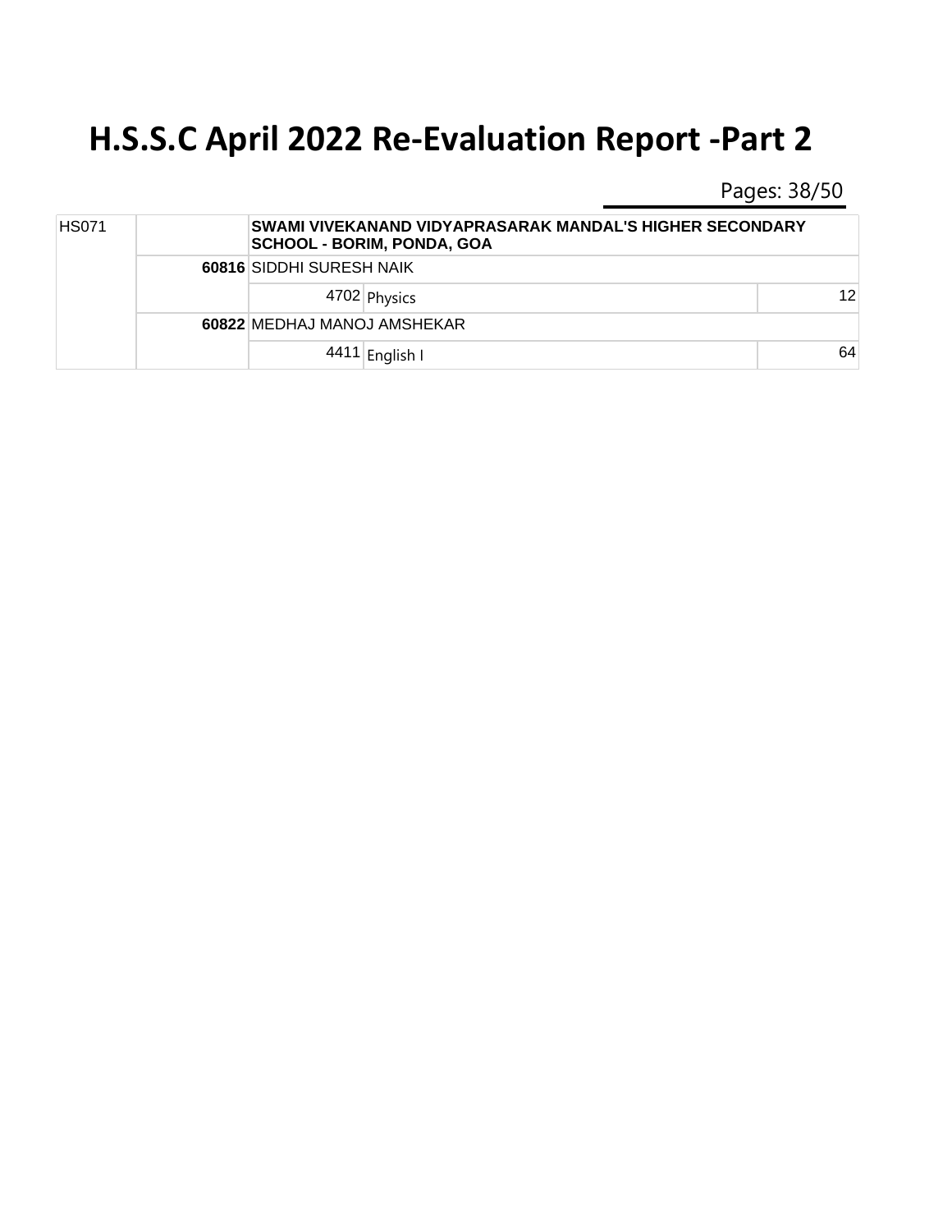# H.S.S.C April 2022 Re-Evaluation Report -Part 2

| | | | | |
|---|---|---|---|---|
| HS071 | | SWAMI VIVEKANAND VIDYAPRASARAK MANDAL'S HIGHER SECONDARY SCHOOL - BORIM, PONDA, GOA | | |
| | 60816 | SIDDHI SURESH NAIK | | |
| | | 4702 | Physics | 12 |
| | 60822 | MEDHAJ MANOJ AMSHEKAR | | |
| | | 4411 | English I | 64 |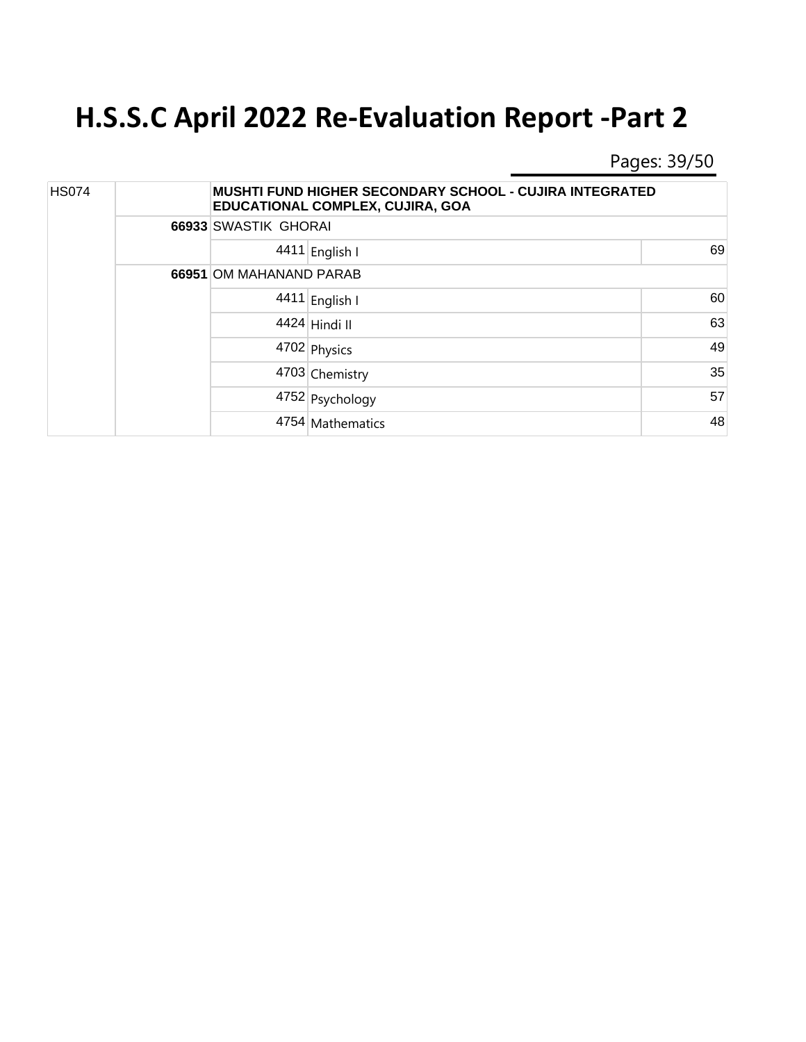# H.S.S.C April 2022 Re-Evaluation Report -Part 2

| | | | | |
|---|---|---|---|---|
| HS074 | | MUSHTI FUND HIGHER SECONDARY SCHOOL - CUJIRA INTEGRATED EDUCATIONAL COMPLEX, CUJIRA, GOA | | |
| | **66933** | SWASTIK GHORAI | | |
| | | 4411 | English I | 69 |
| | **66951** | OM MAHANAND PARAB | | |
| | | 4411 | English I | 60 |
| | | 4424 | Hindi II | 63 |
| | | 4702 | Physics | 49 |
| | | 4703 | Chemistry | 35 |
| | | 4752 | Psychology | 57 |
| | | 4754 | Mathematics | 48 |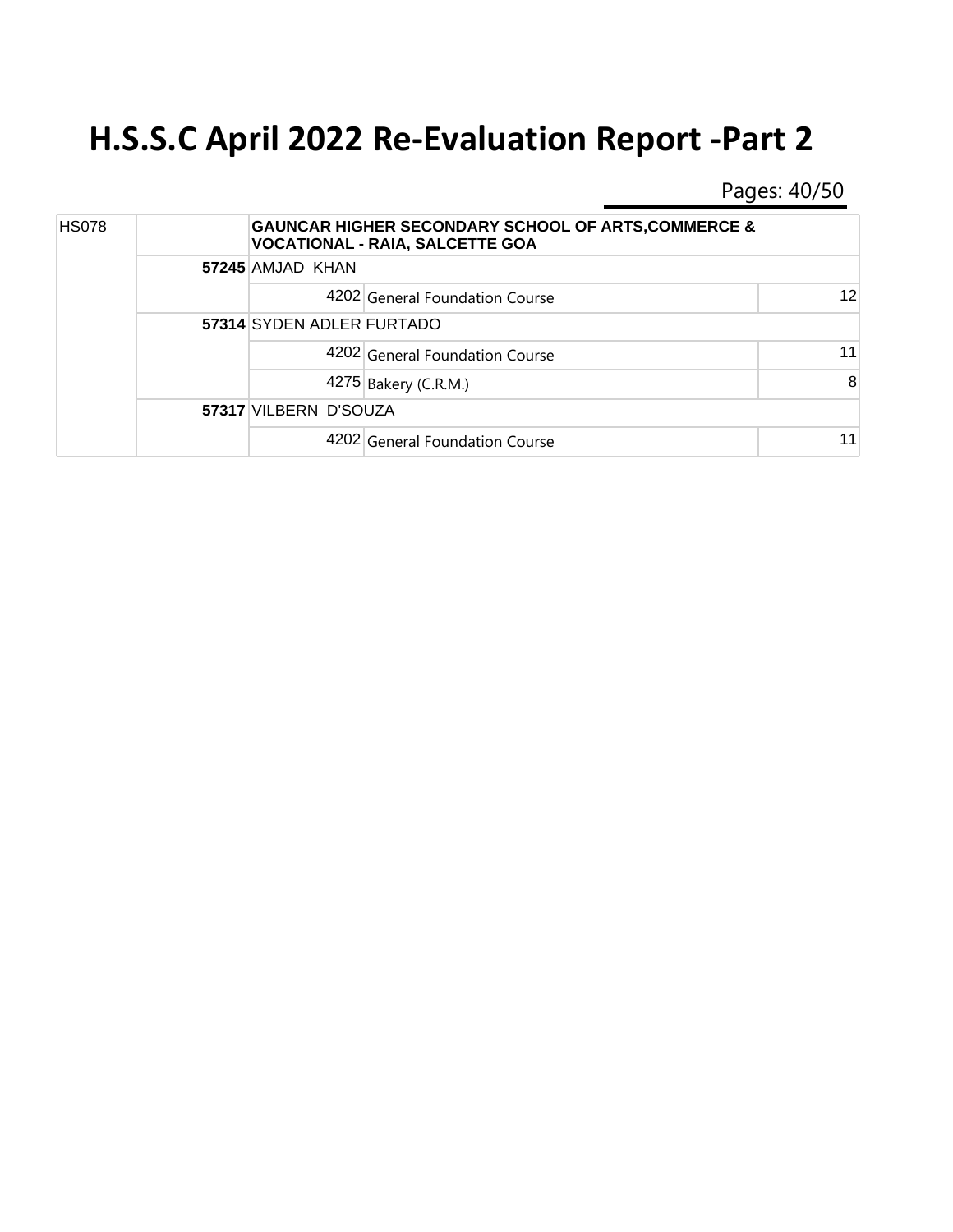# H.S.S.C April 2022 Re-Evaluation Report -Part 2

| HS078 | | GAUNCAR HIGHER SECONDARY SCHOOL OF ARTS,COMMERCE & VOCATIONAL - RAIA, SALCETTE GOA | | |
|---|---|---|---|---|
| | 57245 | AMJAD KHAN | | |
| | | 4202 | General Foundation Course | 12 |
| | 57314 | SYDEN ADLER FURTADO | | |
| | | 4202 | General Foundation Course | 11 |
| | | 4275 | Bakery (C.R.M.) | 8 |
| | 57317 | VILBERN D'SOUZA | | |
| | | 4202 | General Foundation Course | 11 |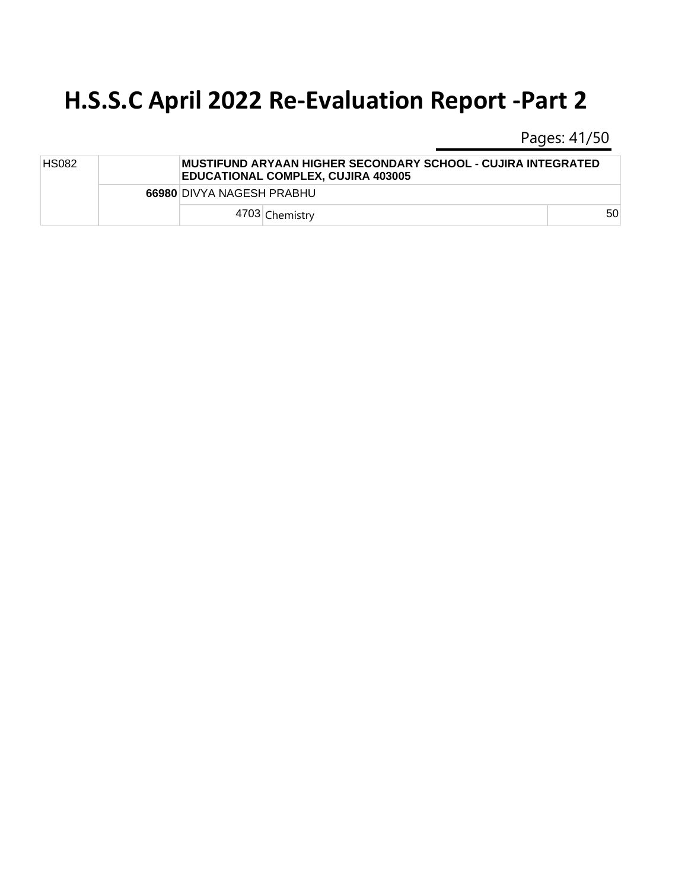# H.S.S.C April 2022 Re-Evaluation Report -Part 2

| | | | | |
|---|---|---|---|---|
| HS082 | | **MUSTIFUND ARYAAN HIGHER SECONDARY SCHOOL - CUJIRA INTEGRATED EDUCATIONAL COMPLEX, CUJIRA 403005** | | |
| | **66980** | DIVYA NAGESH PRABHU | | |
| | | 4703 | Chemistry | 50 |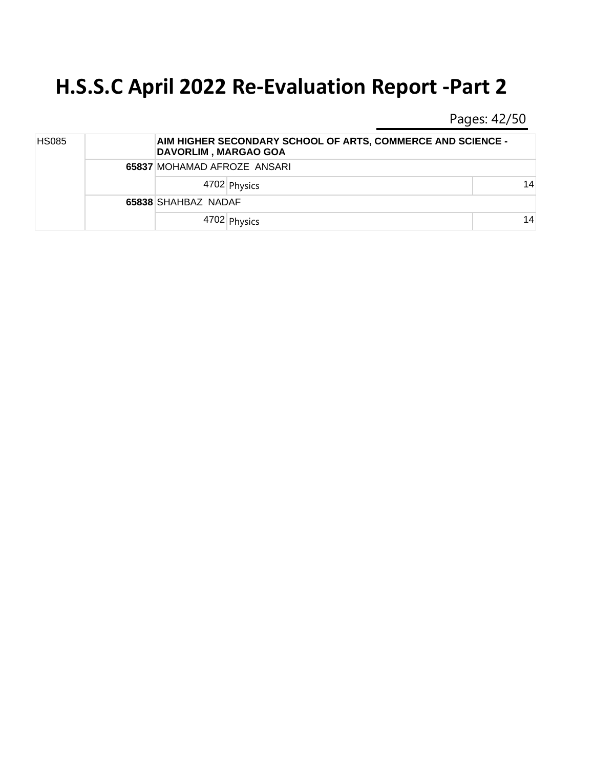# H.S.S.C April 2022 Re-Evaluation Report -Part 2

| | | | | |
|---|---|---|---|---|
| HS085 | | **AIM HIGHER SECONDARY SCHOOL OF ARTS, COMMERCE AND SCIENCE - DAVORLIM , MARGAO GOA** | | |
| | **65837** | MOHAMAD AFROZE ANSARI | | |
| | | 4702 | Physics | 14 |
| | **65838** | SHAHBAZ NADAF | | |
| | | 4702 | Physics | 14 |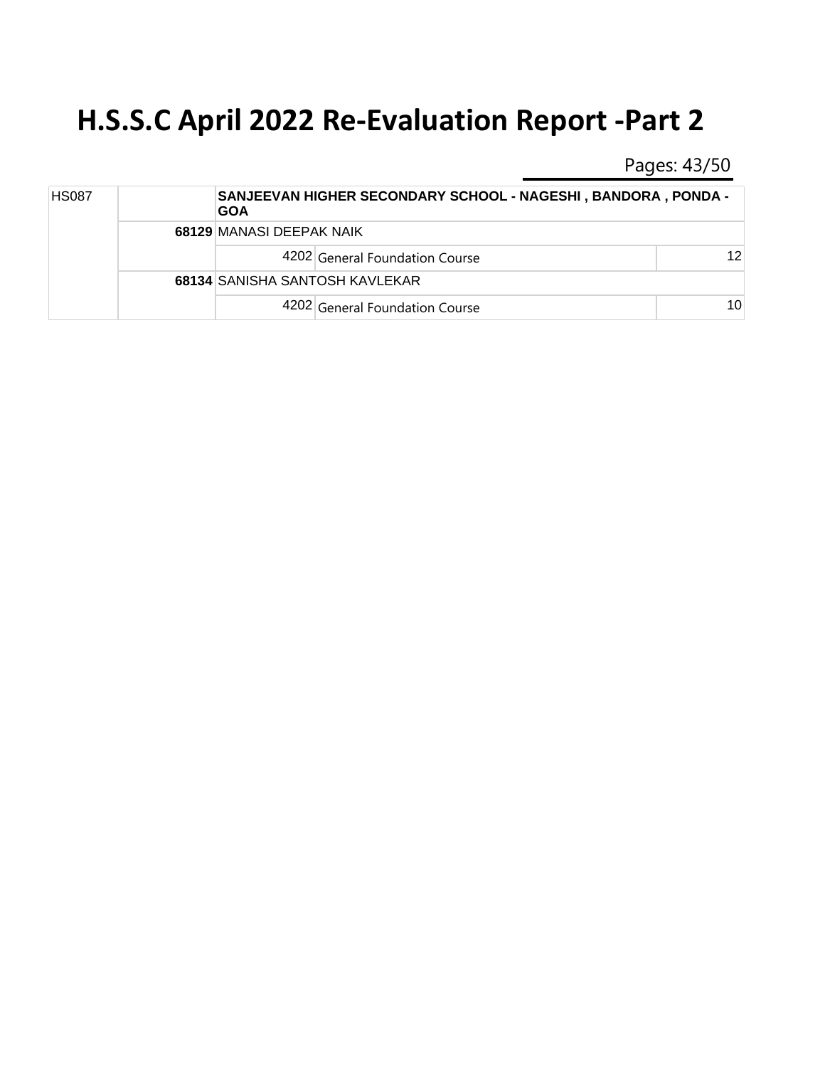# H.S.S.C April 2022 Re-Evaluation Report -Part 2

| | | | | |
|---|---|---|---|---|
| HS087 | | **SANJEEVAN HIGHER SECONDARY SCHOOL - NAGESHI , BANDORA , PONDA - GOA** | | |
| | **68129** | MANASI DEEPAK NAIK | | |
| | | 4202 | General Foundation Course | 12 |
| | **68134** | SANISHA SANTOSH KAVLEKAR | | |
| | | 4202 | General Foundation Course | 10 |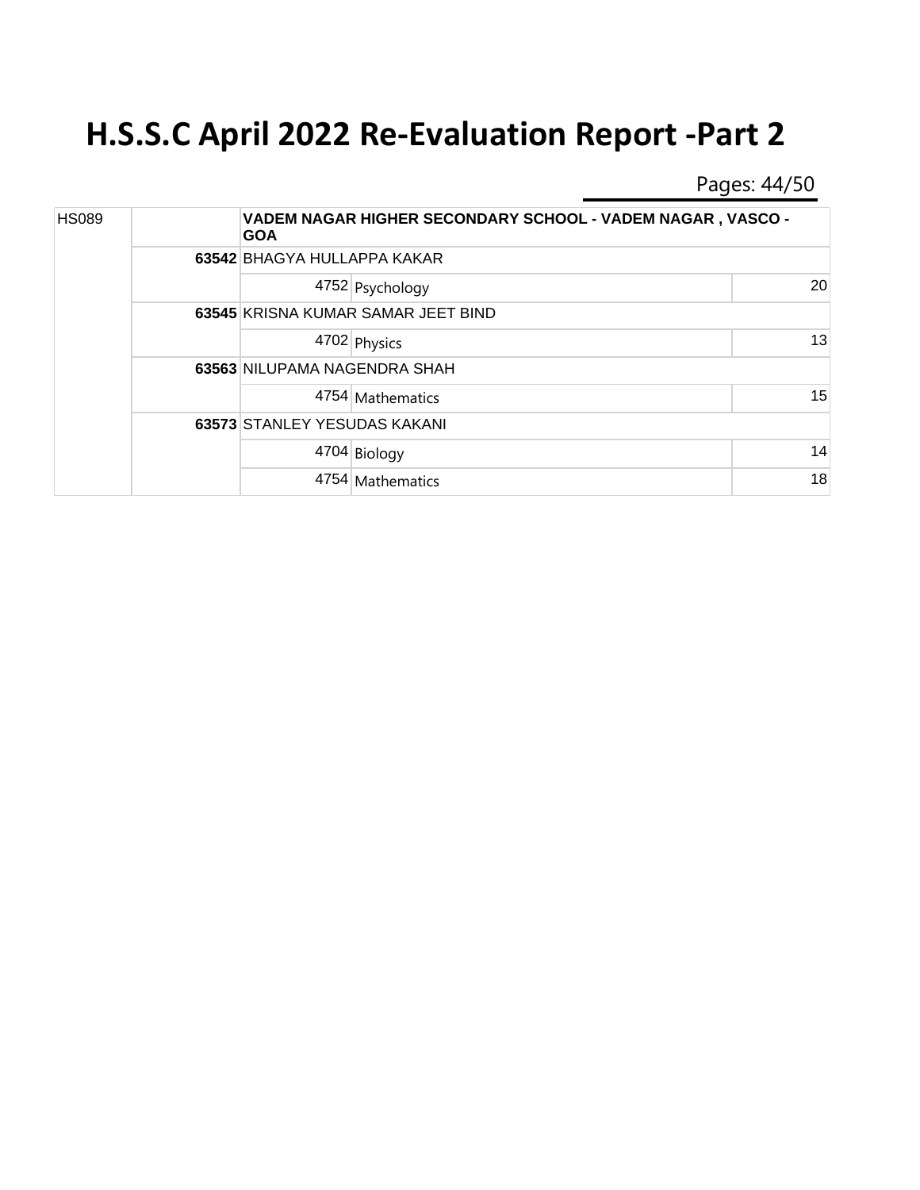# H.S.S.C April 2022 Re-Evaluation Report -Part 2

| HS089 | | VADEM NAGAR HIGHER SECONDARY SCHOOL - VADEM NAGAR , VASCO - GOA | | |
|---|---|---|---|---|
| | **63542** | BHAGYA HULLAPPA KAKAR | | |
| | | 4752 | Psychology | 20 |
| | **63545** | KRISNA KUMAR SAMAR JEET BIND | | |
| | | 4702 | Physics | 13 |
| | **63563** | NILUPAMA NAGENDRA SHAH | | |
| | | 4754 | Mathematics | 15 |
| | **63573** | STANLEY YESUDAS KAKANI | | |
| | | 4704 | Biology | 14 |
| | | 4754 | Mathematics | 18 |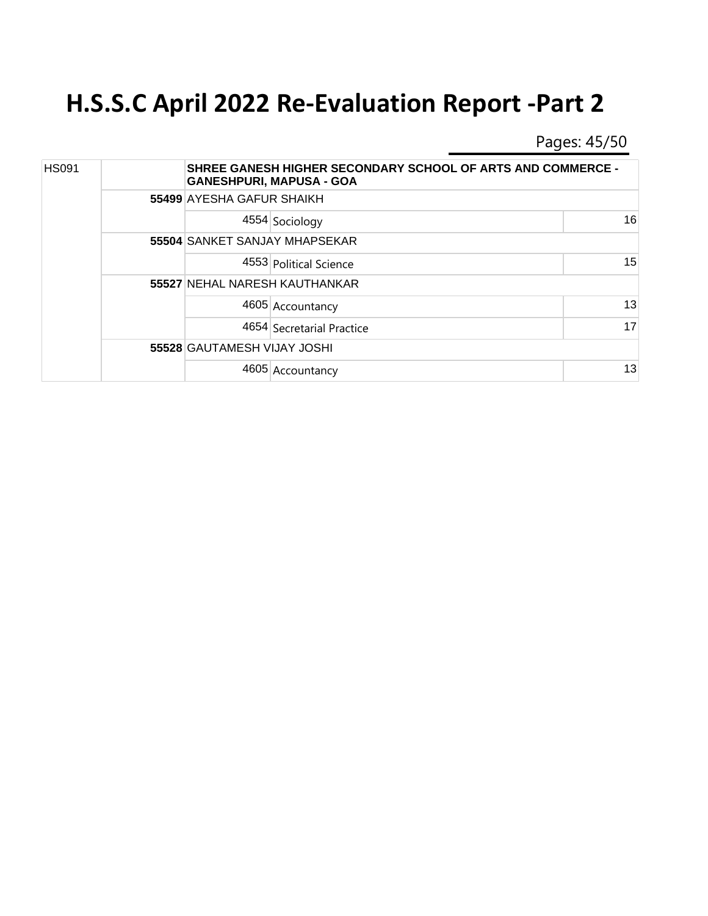# H.S.S.C April 2022 Re-Evaluation Report -Part 2

| | | | | |
|---|---|---|---|---|
| HS091 | | **SHREE GANESH HIGHER SECONDARY SCHOOL OF ARTS AND COMMERCE - GANESHPURI, MAPUSA - GOA** | | |
| | **55499** | AYESHA GAFUR SHAIKH | | |
| | | 4554 | Sociology | 16 |
| | **55504** | SANKET SANJAY MHAPSEKAR | | |
| | | 4553 | Political Science | 15 |
| | **55527** | NEHAL NARESH KAUTHANKAR | | |
| | | 4605 | Accountancy | 13 |
| | | 4654 | Secretarial Practice | 17 |
| | **55528** | GAUTAMESH VIJAY JOSHI | | |
| | | 4605 | Accountancy | 13 |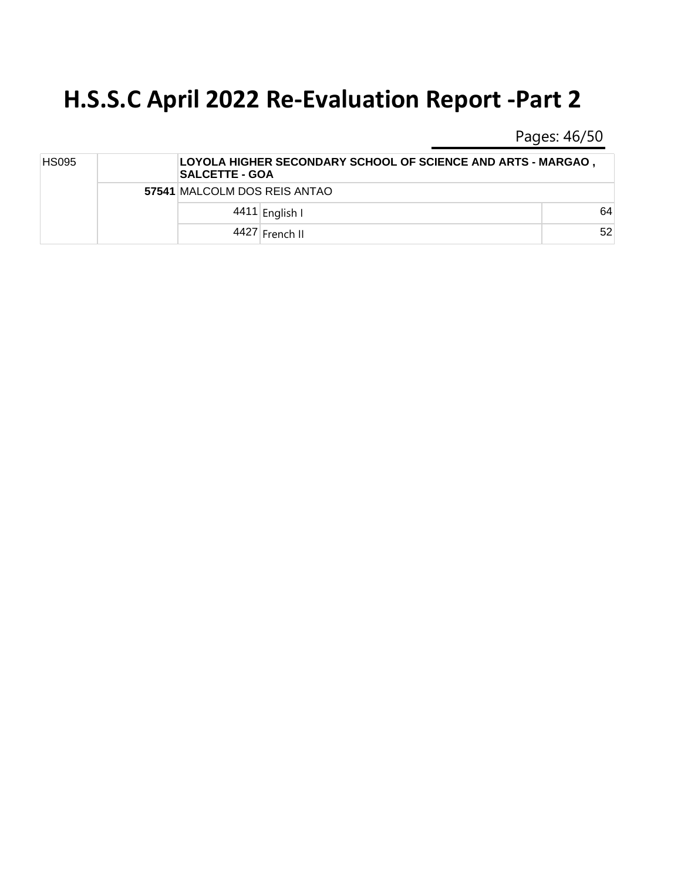# H.S.S.C April 2022 Re-Evaluation Report -Part 2

| | | | | |
|---|---|---|---|---|
| HS095 | | **LOYOLA HIGHER SECONDARY SCHOOL OF SCIENCE AND ARTS - MARGAO , SALCETTE - GOA** | | |
| | **57541** | MALCOLM DOS REIS ANTAO | | |
| | | 4411 | English I | 64 |
| | | 4427 | French II | 52 |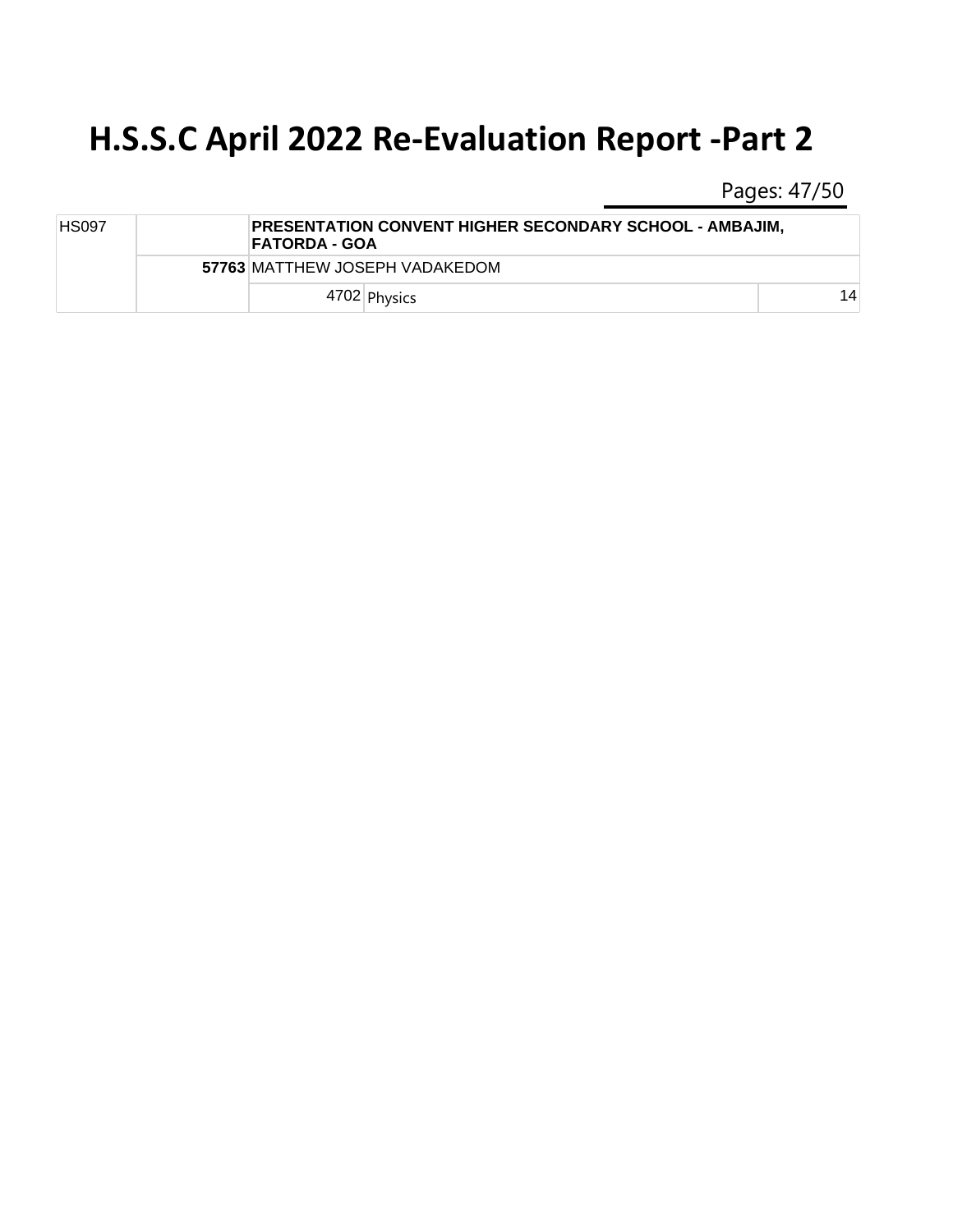# H.S.S.C April 2022 Re-Evaluation Report -Part 2

| | | | | |
|---|---|---|---|---|
| HS097 | | **PRESENTATION CONVENT HIGHER SECONDARY SCHOOL - AMBAJIM, FATORDA - GOA** | | |
| | **57763** | MATTHEW JOSEPH VADAKEDOM | | |
| | | 4702 | Physics | 14 |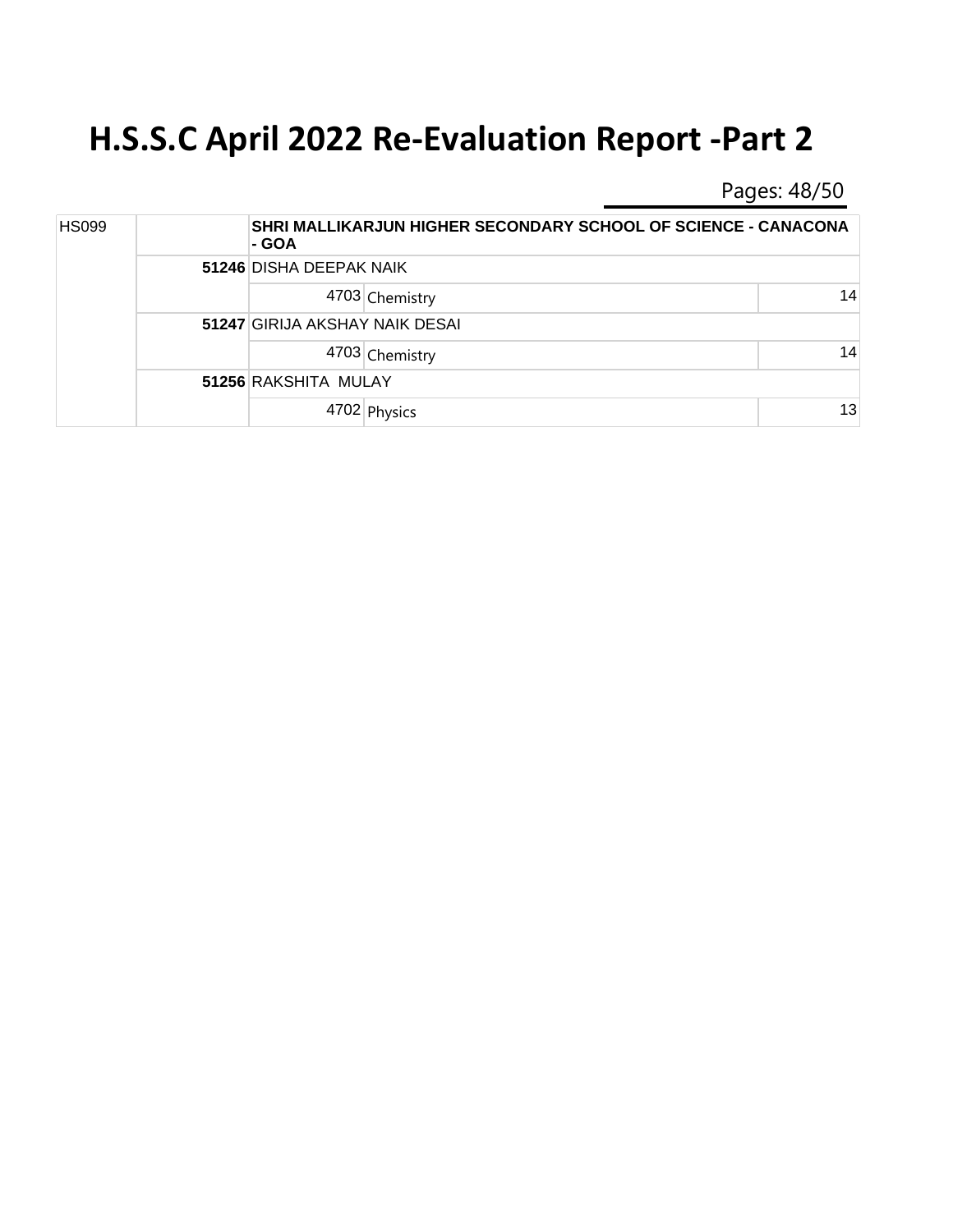# H.S.S.C April 2022 Re-Evaluation Report -Part 2

| | | | | |
|---|---|---|---|---|
| HS099 | | **SHRI MALLIKARJUN HIGHER SECONDARY SCHOOL OF SCIENCE - CANACONA - GOA** | | |
| | **51246** | DISHA DEEPAK NAIK | | |
| | | 4703 | Chemistry | 14 |
| | **51247** | GIRIJA AKSHAY NAIK DESAI | | |
| | | 4703 | Chemistry | 14 |
| | **51256** | RAKSHITA MULAY | | |
| | | 4702 | Physics | 13 |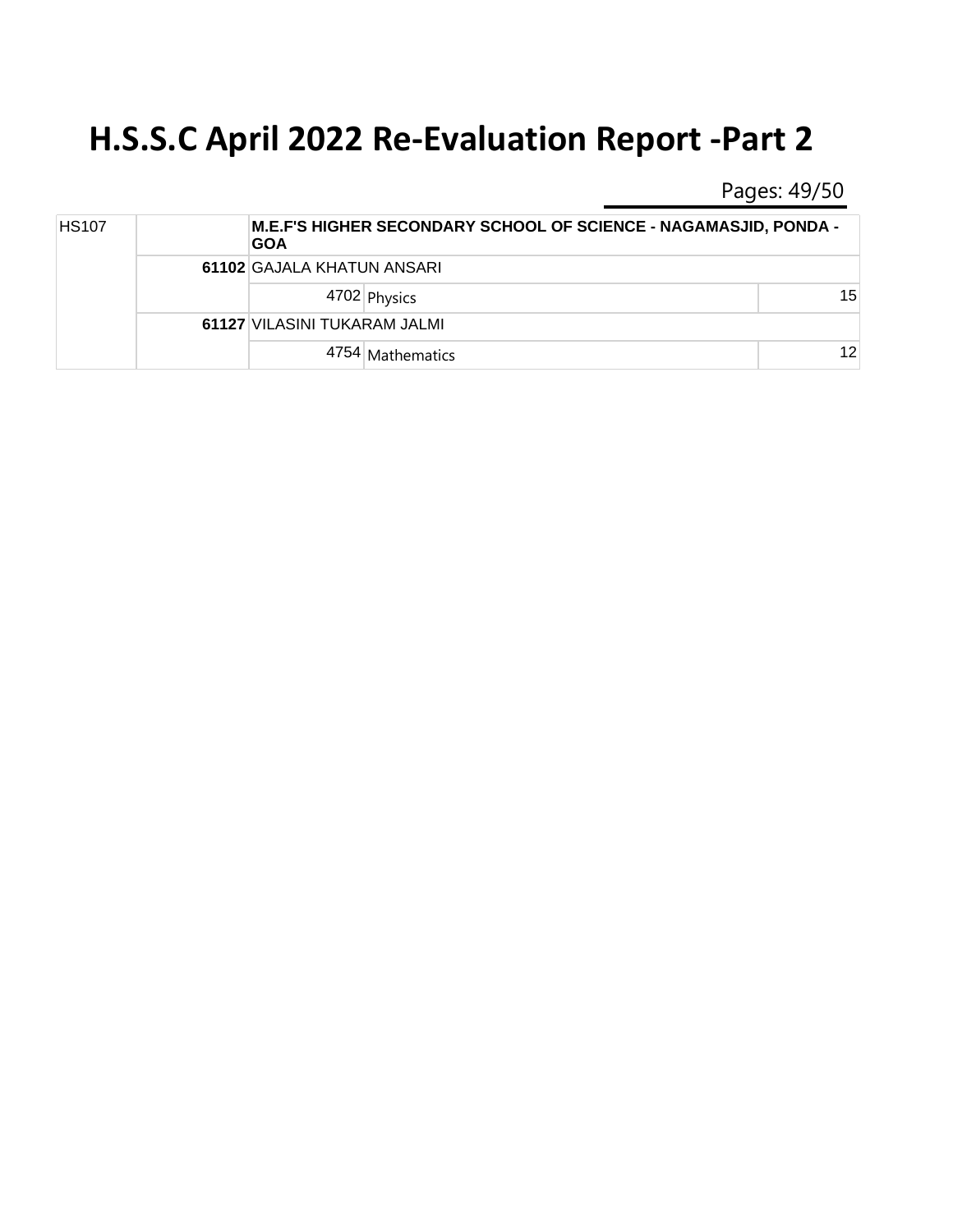# H.S.S.C April 2022 Re-Evaluation Report -Part 2

| | | | | |
|---|---|---|---|---|
| HS107 | | **M.E.F'S HIGHER SECONDARY SCHOOL OF SCIENCE - NAGAMASJID, PONDA - GOA** | | |
| | **61102** | GAJALA KHATUN ANSARI | | |
| | | 4702 | Physics | 15 |
| | **61127** | VILASINI TUKARAM JALMI | | |
| | | 4754 | Mathematics | 12 |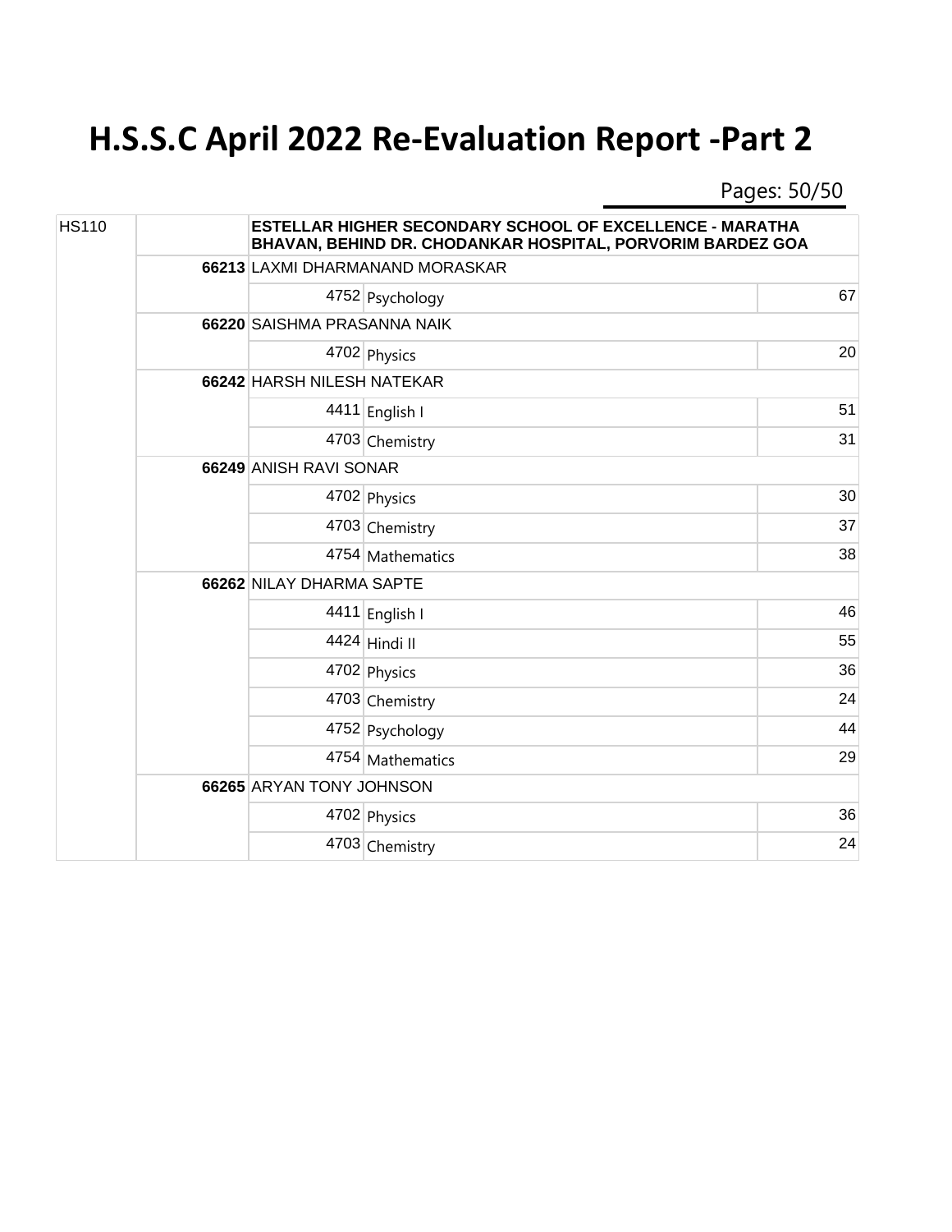# H.S.S.C April 2022 Re-Evaluation Report -Part 2

| | | | | |
|---|---|---|---|---|
| HS110 | | **ESTELLAR HIGHER SECONDARY SCHOOL OF EXCELLENCE - MARATHA BHAVAN, BEHIND DR. CHODANKAR HOSPITAL, PORVORIM BARDEZ GOA** | | |
| | **66213** | LAXMI DHARMANAND MORASKAR | | |
| | | 4752 | Psychology | 67 |
| | **66220** | SAISHMA PRASANNA NAIK | | |
| | | 4702 | Physics | 20 |
| | **66242** | HARSH NILESH NATEKAR | | |
| | | 4411 | English I | 51 |
| | | 4703 | Chemistry | 31 |
| | **66249** | ANISH RAVI SONAR | | |
| | | 4702 | Physics | 30 |
| | | 4703 | Chemistry | 37 |
| | | 4754 | Mathematics | 38 |
| | **66262** | NILAY DHARMA SAPTE | | |
| | | 4411 | English I | 46 |
| | | 4424 | Hindi II | 55 |
| | | 4702 | Physics | 36 |
| | | 4703 | Chemistry | 24 |
| | | 4752 | Psychology | 44 |
| | | 4754 | Mathematics | 29 |
| | **66265** | ARYAN TONY JOHNSON | | |
| | | 4702 | Physics | 36 |
| | | 4703 | Chemistry | 24 |